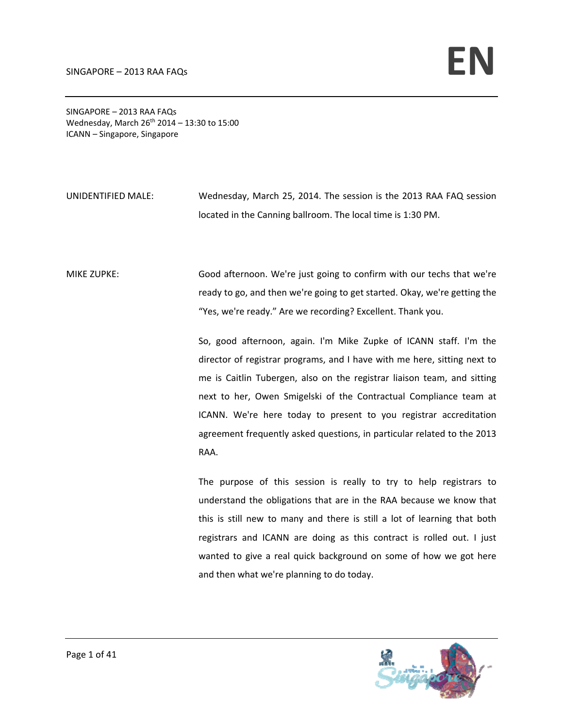SINGAPORE – 2013 RAA FAQs
Wednesday, March 26th 2014 – 13:30 to 15:00
ICANN – Singapore, Singapore

UNIDENTIFIED MALE: Wednesday, March 25, 2014. The session is the 2013 RAA FAQ session located in the Canning ballroom. The local time is 1:30 PM.

MIKE ZUPKE: Good afternoon. We're just going to confirm with our techs that we're ready to go, and then we're going to get started. Okay, we're getting the "Yes, we're ready." Are we recording? Excellent. Thank you.

So, good afternoon, again. I'm Mike Zupke of ICANN staff. I'm the director of registrar programs, and I have with me here, sitting next to me is Caitlin Tubergen, also on the registrar liaison team, and sitting next to her, Owen Smigelski of the Contractual Compliance team at ICANN. We're here today to present to you registrar accreditation agreement frequently asked questions, in particular related to the 2013 RAA.

The purpose of this session is really to try to help registrars to understand the obligations that are in the RAA because we know that this is still new to many and there is still a lot of learning that both registrars and ICANN are doing as this contract is rolled out. I just wanted to give a real quick background on some of how we got here and then what we're planning to do today.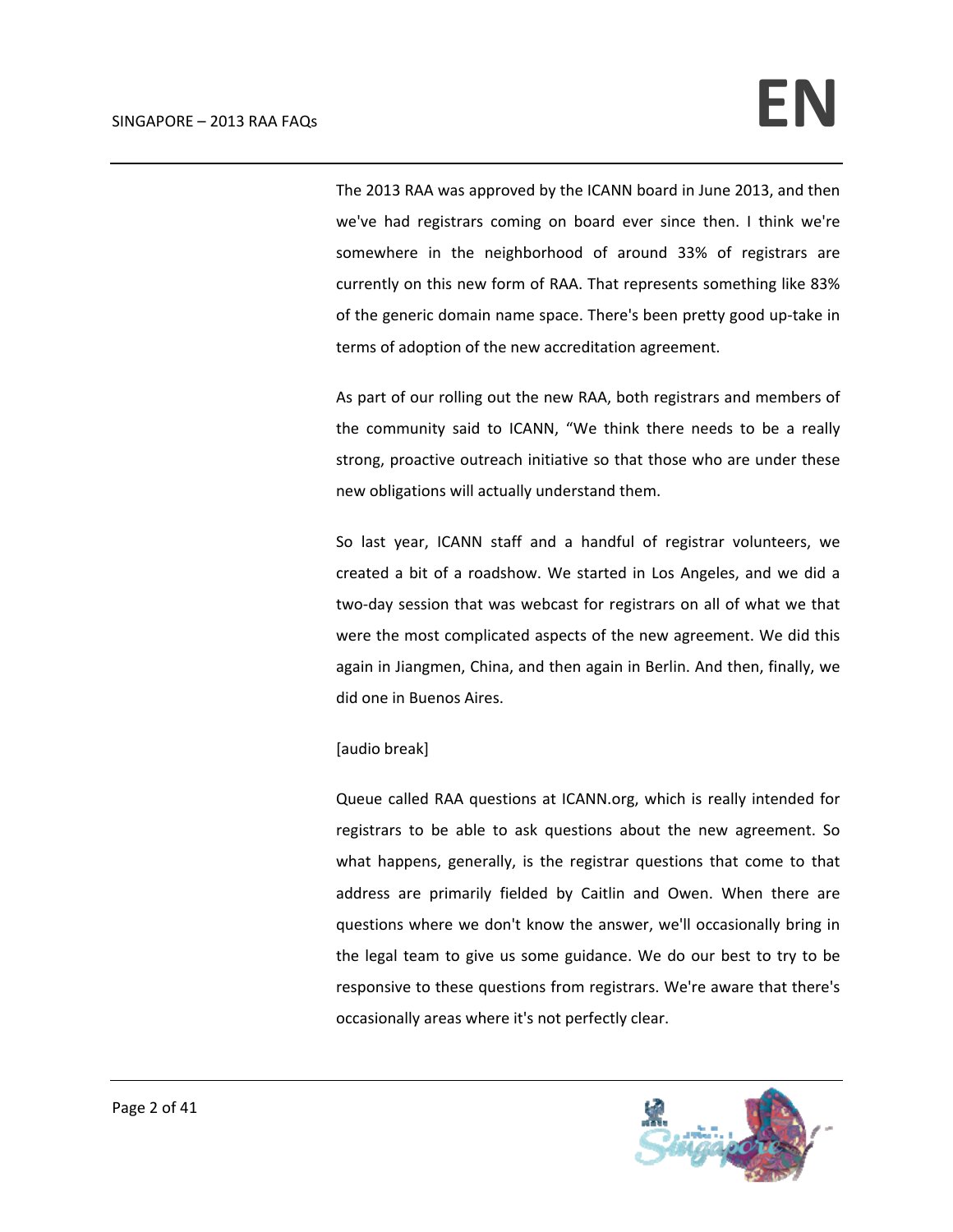The 2013 RAA was approved by the ICANN board in June 2013, and then we've had registrars coming on board ever since then. I think we're somewhere in the neighborhood of around 33% of registrars are currently on this new form of RAA. That represents something like 83% of the generic domain name space. There's been pretty good up-take in terms of adoption of the new accreditation agreement.

As part of our rolling out the new RAA, both registrars and members of the community said to ICANN, "We think there needs to be a really strong, proactive outreach initiative so that those who are under these new obligations will actually understand them.

So last year, ICANN staff and a handful of registrar volunteers, we created a bit of a roadshow. We started in Los Angeles, and we did a two-day session that was webcast for registrars on all of what we that were the most complicated aspects of the new agreement. We did this again in Jiangmen, China, and then again in Berlin. And then, finally, we did one in Buenos Aires.

[audio break]

Queue called RAA questions at ICANN.org, which is really intended for registrars to be able to ask questions about the new agreement. So what happens, generally, is the registrar questions that come to that address are primarily fielded by Caitlin and Owen. When there are questions where we don't know the answer, we'll occasionally bring in the legal team to give us some guidance. We do our best to try to be responsive to these questions from registrars. We're aware that there's occasionally areas where it's not perfectly clear.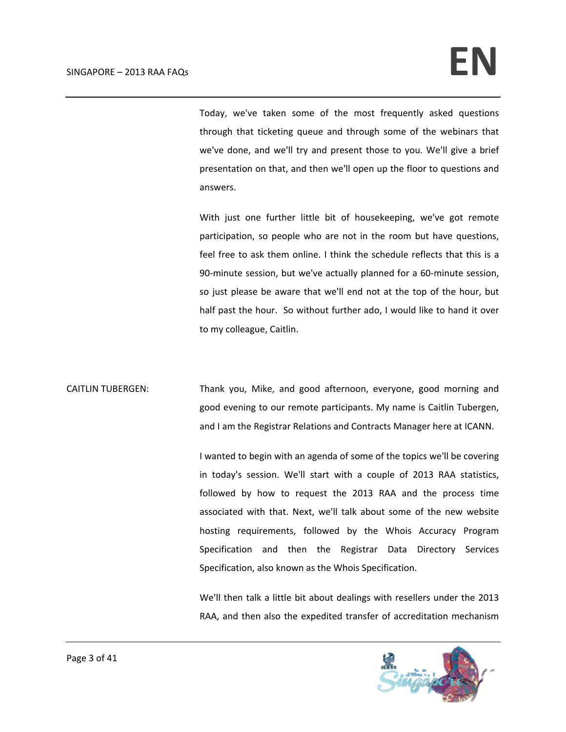Today, we've taken some of the most frequently asked questions through that ticketing queue and through some of the webinars that we've done, and we'll try and present those to you. We'll give a brief presentation on that, and then we'll open up the floor to questions and answers.

With just one further little bit of housekeeping, we've got remote participation, so people who are not in the room but have questions, feel free to ask them online. I think the schedule reflects that this is a 90-minute session, but we've actually planned for a 60-minute session, so just please be aware that we'll end not at the top of the hour, but half past the hour. So without further ado, I would like to hand it over to my colleague, Caitlin.

CAITLIN TUBERGEN: Thank you, Mike, and good afternoon, everyone, good morning and good evening to our remote participants. My name is Caitlin Tubergen, and I am the Registrar Relations and Contracts Manager here at ICANN.

I wanted to begin with an agenda of some of the topics we'll be covering in today's session. We'll start with a couple of 2013 RAA statistics, followed by how to request the 2013 RAA and the process time associated with that. Next, we'll talk about some of the new website hosting requirements, followed by the Whois Accuracy Program Specification and then the Registrar Data Directory Services Specification, also known as the Whois Specification.

We'll then talk a little bit about dealings with resellers under the 2013 RAA, and then also the expedited transfer of accreditation mechanism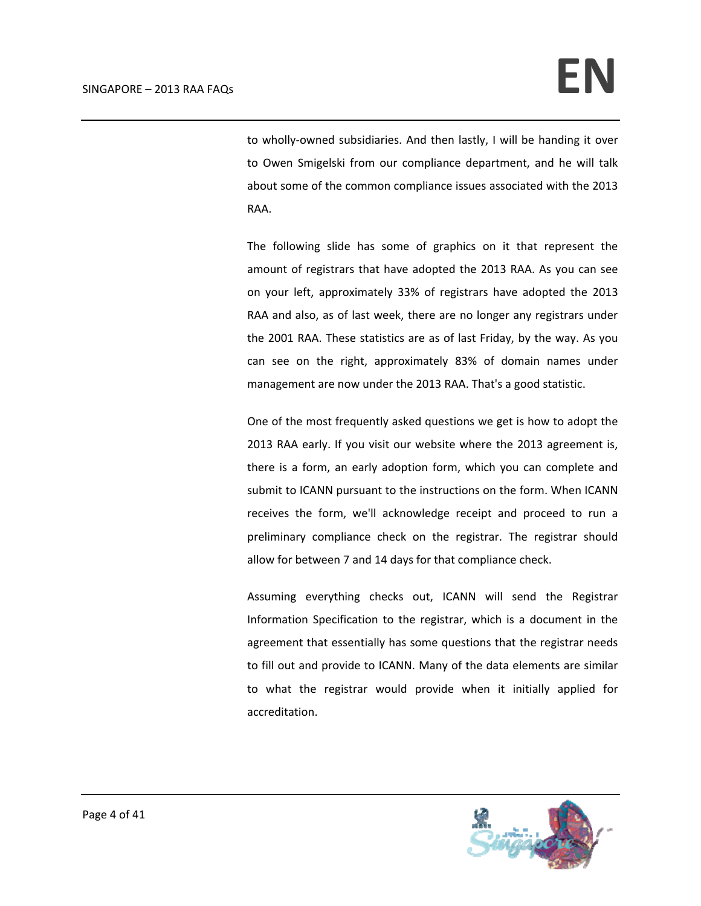to wholly-owned subsidiaries. And then lastly, I will be handing it over to Owen Smigelski from our compliance department, and he will talk about some of the common compliance issues associated with the 2013 RAA.

The following slide has some of graphics on it that represent the amount of registrars that have adopted the 2013 RAA. As you can see on your left, approximately 33% of registrars have adopted the 2013 RAA and also, as of last week, there are no longer any registrars under the 2001 RAA. These statistics are as of last Friday, by the way. As you can see on the right, approximately 83% of domain names under management are now under the 2013 RAA. That's a good statistic.

One of the most frequently asked questions we get is how to adopt the 2013 RAA early. If you visit our website where the 2013 agreement is, there is a form, an early adoption form, which you can complete and submit to ICANN pursuant to the instructions on the form. When ICANN receives the form, we'll acknowledge receipt and proceed to run a preliminary compliance check on the registrar. The registrar should allow for between 7 and 14 days for that compliance check.

Assuming everything checks out, ICANN will send the Registrar Information Specification to the registrar, which is a document in the agreement that essentially has some questions that the registrar needs to fill out and provide to ICANN. Many of the data elements are similar to what the registrar would provide when it initially applied for accreditation.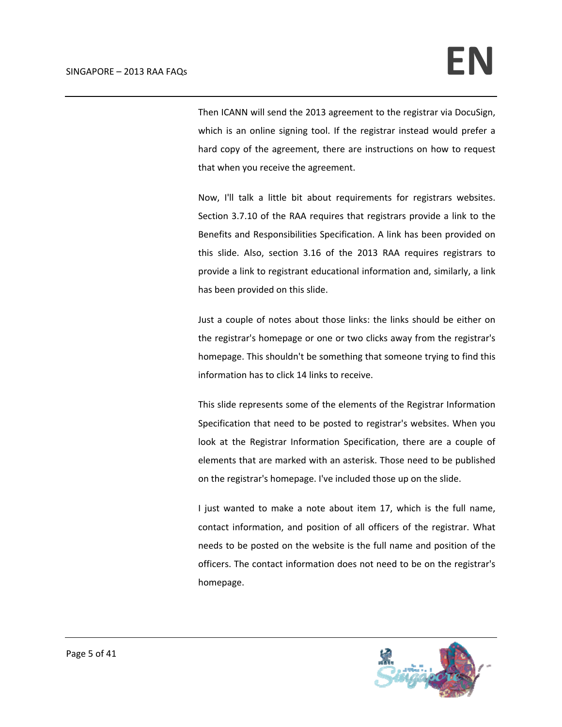Then ICANN will send the 2013 agreement to the registrar via DocuSign, which is an online signing tool. If the registrar instead would prefer a hard copy of the agreement, there are instructions on how to request that when you receive the agreement.

Now, I'll talk a little bit about requirements for registrars websites. Section 3.7.10 of the RAA requires that registrars provide a link to the Benefits and Responsibilities Specification. A link has been provided on this slide. Also, section 3.16 of the 2013 RAA requires registrars to provide a link to registrant educational information and, similarly, a link has been provided on this slide.

Just a couple of notes about those links: the links should be either on the registrar's homepage or one or two clicks away from the registrar's homepage. This shouldn't be something that someone trying to find this information has to click 14 links to receive.

This slide represents some of the elements of the Registrar Information Specification that need to be posted to registrar's websites. When you look at the Registrar Information Specification, there are a couple of elements that are marked with an asterisk. Those need to be published on the registrar's homepage. I've included those up on the slide.

I just wanted to make a note about item 17, which is the full name, contact information, and position of all officers of the registrar. What needs to be posted on the website is the full name and position of the officers. The contact information does not need to be on the registrar's homepage.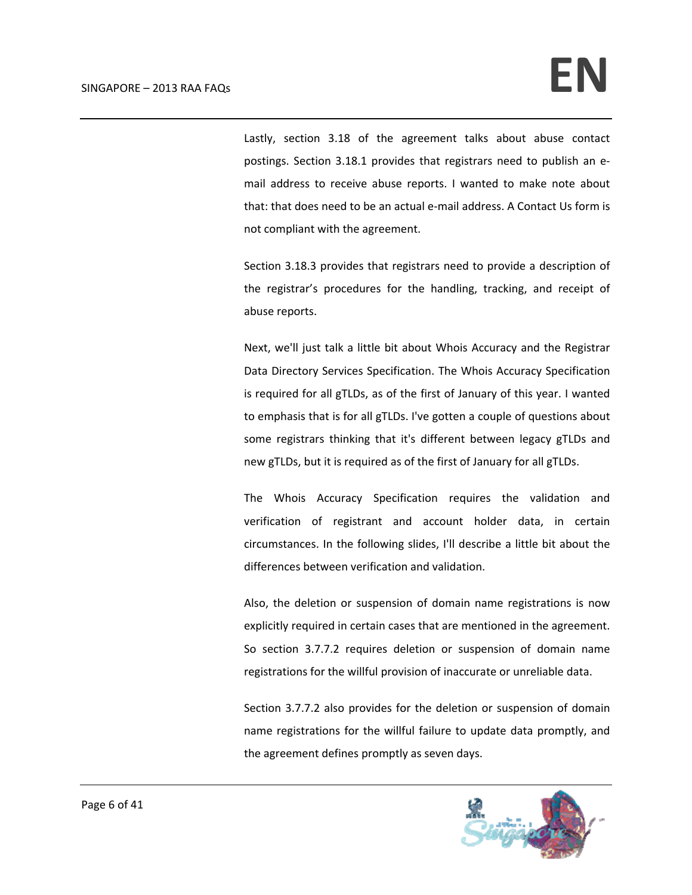Lastly, section 3.18 of the agreement talks about abuse contact postings. Section 3.18.1 provides that registrars need to publish an e-mail address to receive abuse reports. I wanted to make note about that: that does need to be an actual e-mail address. A Contact Us form is not compliant with the agreement.

Section 3.18.3 provides that registrars need to provide a description of the registrar's procedures for the handling, tracking, and receipt of abuse reports.

Next, we'll just talk a little bit about Whois Accuracy and the Registrar Data Directory Services Specification. The Whois Accuracy Specification is required for all gTLDs, as of the first of January of this year. I wanted to emphasis that is for all gTLDs. I've gotten a couple of questions about some registrars thinking that it's different between legacy gTLDs and new gTLDs, but it is required as of the first of January for all gTLDs.

The Whois Accuracy Specification requires the validation and verification of registrant and account holder data, in certain circumstances. In the following slides, I'll describe a little bit about the differences between verification and validation.

Also, the deletion or suspension of domain name registrations is now explicitly required in certain cases that are mentioned in the agreement. So section 3.7.7.2 requires deletion or suspension of domain name registrations for the willful provision of inaccurate or unreliable data.

Section 3.7.7.2 also provides for the deletion or suspension of domain name registrations for the willful failure to update data promptly, and the agreement defines promptly as seven days.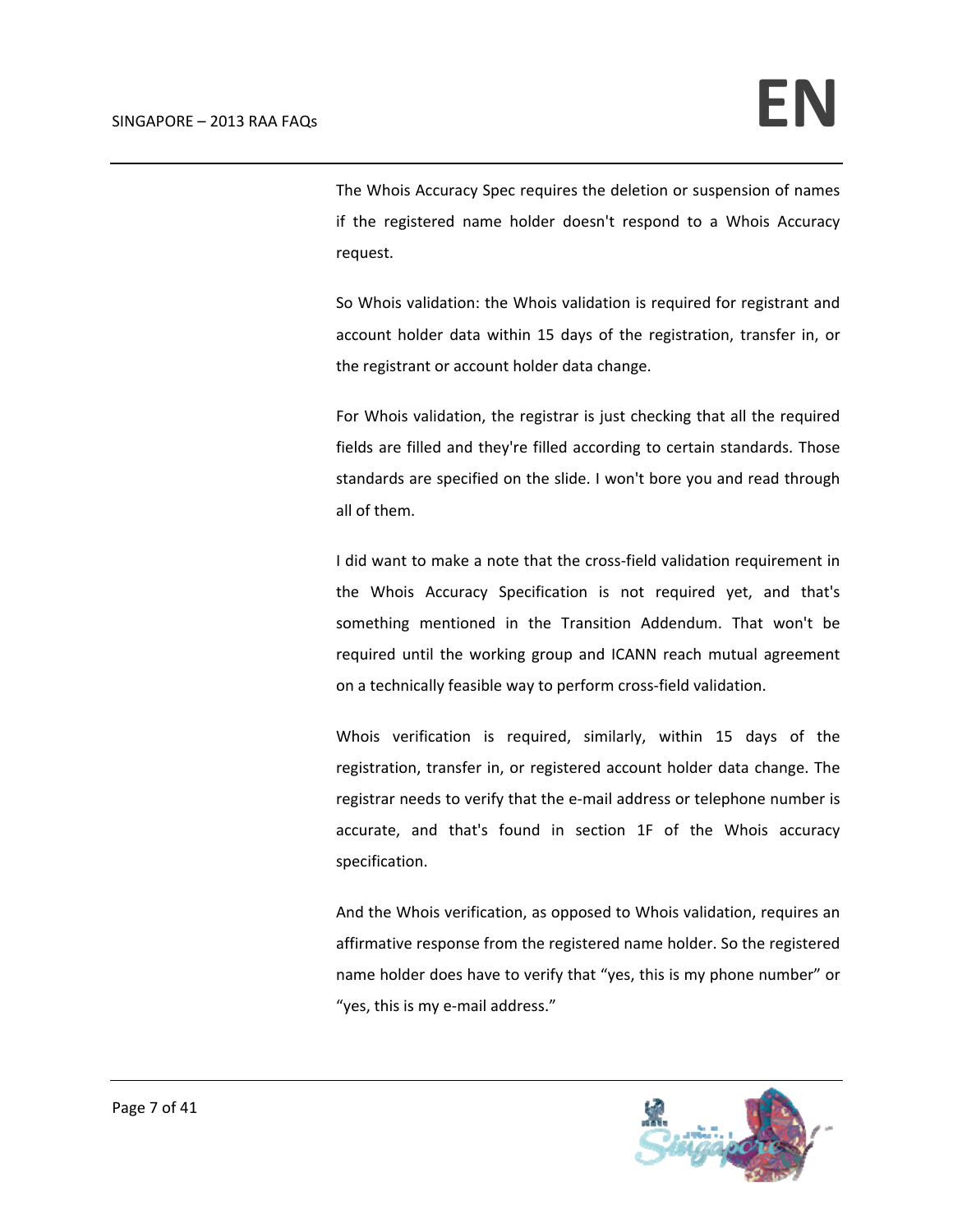The Whois Accuracy Spec requires the deletion or suspension of names if the registered name holder doesn't respond to a Whois Accuracy request.

So Whois validation: the Whois validation is required for registrant and account holder data within 15 days of the registration, transfer in, or the registrant or account holder data change.

For Whois validation, the registrar is just checking that all the required fields are filled and they're filled according to certain standards. Those standards are specified on the slide. I won't bore you and read through all of them.

I did want to make a note that the cross-field validation requirement in the Whois Accuracy Specification is not required yet, and that's something mentioned in the Transition Addendum. That won't be required until the working group and ICANN reach mutual agreement on a technically feasible way to perform cross-field validation.

Whois verification is required, similarly, within 15 days of the registration, transfer in, or registered account holder data change. The registrar needs to verify that the e-mail address or telephone number is accurate, and that's found in section 1F of the Whois accuracy specification.

And the Whois verification, as opposed to Whois validation, requires an affirmative response from the registered name holder. So the registered name holder does have to verify that "yes, this is my phone number" or "yes, this is my e-mail address."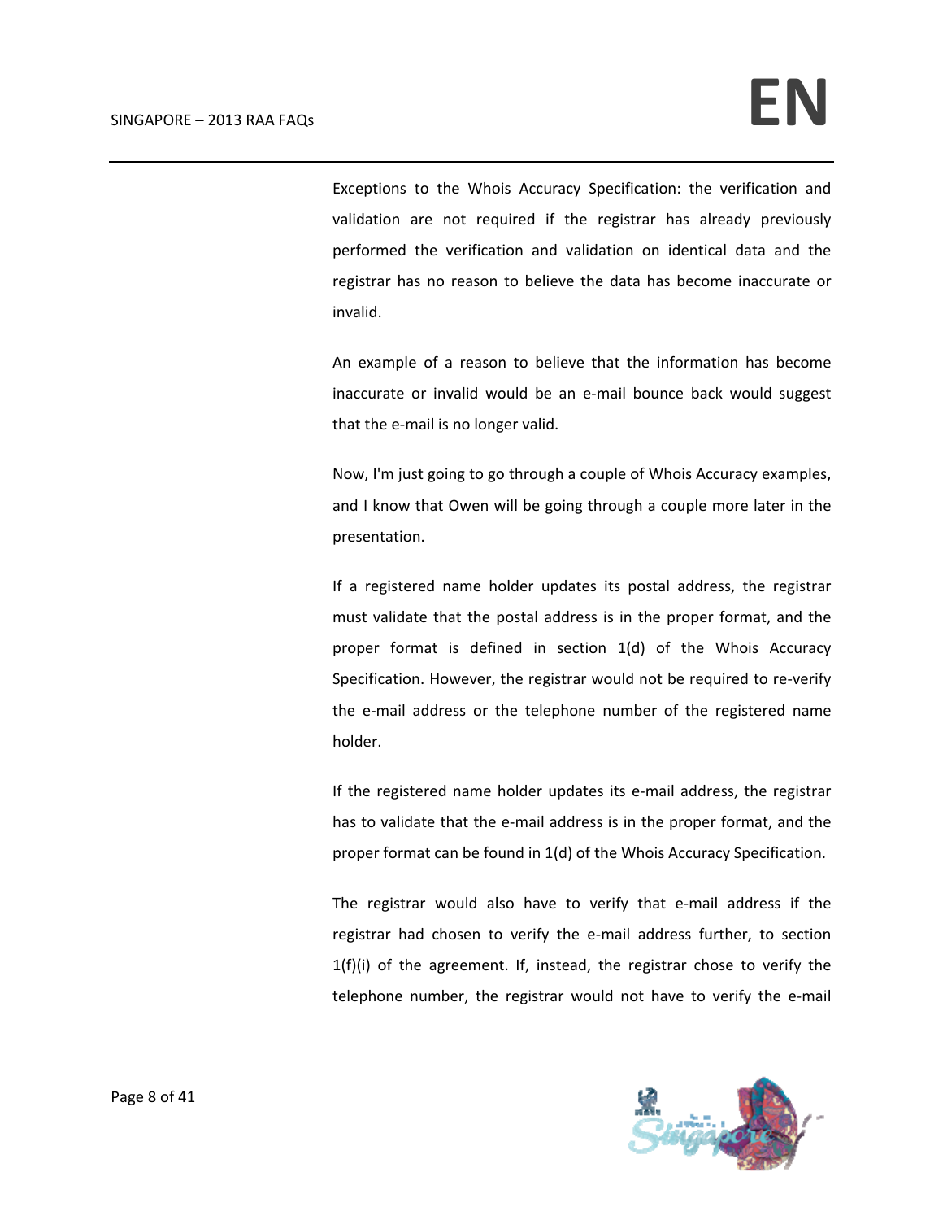Exceptions to the Whois Accuracy Specification: the verification and validation are not required if the registrar has already previously performed the verification and validation on identical data and the registrar has no reason to believe the data has become inaccurate or invalid.

An example of a reason to believe that the information has become inaccurate or invalid would be an e-mail bounce back would suggest that the e-mail is no longer valid.

Now, I'm just going to go through a couple of Whois Accuracy examples, and I know that Owen will be going through a couple more later in the presentation.

If a registered name holder updates its postal address, the registrar must validate that the postal address is in the proper format, and the proper format is defined in section 1(d) of the Whois Accuracy Specification. However, the registrar would not be required to re-verify the e-mail address or the telephone number of the registered name holder.

If the registered name holder updates its e-mail address, the registrar has to validate that the e-mail address is in the proper format, and the proper format can be found in 1(d) of the Whois Accuracy Specification.

The registrar would also have to verify that e-mail address if the registrar had chosen to verify the e-mail address further, to section 1(f)(i) of the agreement. If, instead, the registrar chose to verify the telephone number, the registrar would not have to verify the e-mail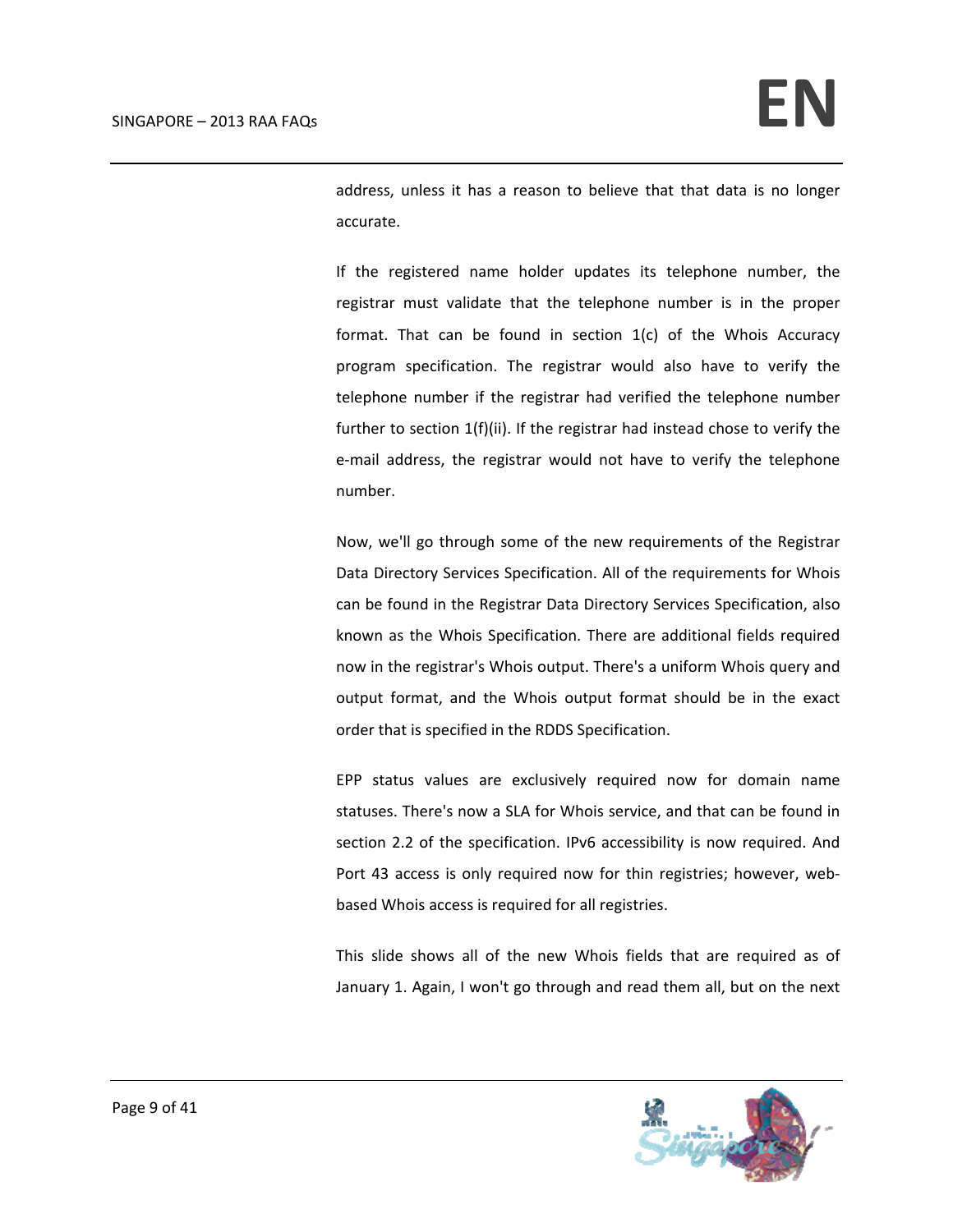address, unless it has a reason to believe that that data is no longer accurate.

If the registered name holder updates its telephone number, the registrar must validate that the telephone number is in the proper format. That can be found in section 1(c) of the Whois Accuracy program specification. The registrar would also have to verify the telephone number if the registrar had verified the telephone number further to section 1(f)(ii). If the registrar had instead chose to verify the e-mail address, the registrar would not have to verify the telephone number.

Now, we'll go through some of the new requirements of the Registrar Data Directory Services Specification. All of the requirements for Whois can be found in the Registrar Data Directory Services Specification, also known as the Whois Specification. There are additional fields required now in the registrar's Whois output. There's a uniform Whois query and output format, and the Whois output format should be in the exact order that is specified in the RDDS Specification.

EPP status values are exclusively required now for domain name statuses. There's now a SLA for Whois service, and that can be found in section 2.2 of the specification. IPv6 accessibility is now required. And Port 43 access is only required now for thin registries; however, web-based Whois access is required for all registries.

This slide shows all of the new Whois fields that are required as of January 1. Again, I won't go through and read them all, but on the next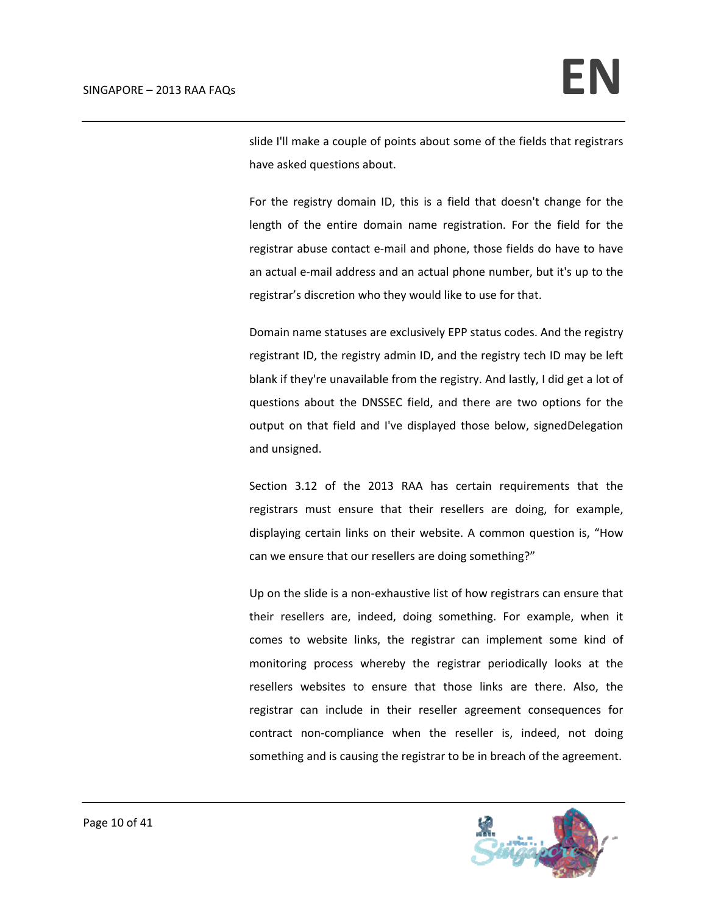slide I'll make a couple of points about some of the fields that registrars have asked questions about.

For the registry domain ID, this is a field that doesn't change for the length of the entire domain name registration. For the field for the registrar abuse contact e-mail and phone, those fields do have to have an actual e-mail address and an actual phone number, but it's up to the registrar's discretion who they would like to use for that.

Domain name statuses are exclusively EPP status codes. And the registry registrant ID, the registry admin ID, and the registry tech ID may be left blank if they're unavailable from the registry. And lastly, I did get a lot of questions about the DNSSEC field, and there are two options for the output on that field and I've displayed those below, signedDelegation and unsigned.

Section 3.12 of the 2013 RAA has certain requirements that the registrars must ensure that their resellers are doing, for example, displaying certain links on their website. A common question is, "How can we ensure that our resellers are doing something?"

Up on the slide is a non-exhaustive list of how registrars can ensure that their resellers are, indeed, doing something. For example, when it comes to website links, the registrar can implement some kind of monitoring process whereby the registrar periodically looks at the resellers websites to ensure that those links are there. Also, the registrar can include in their reseller agreement consequences for contract non-compliance when the reseller is, indeed, not doing something and is causing the registrar to be in breach of the agreement.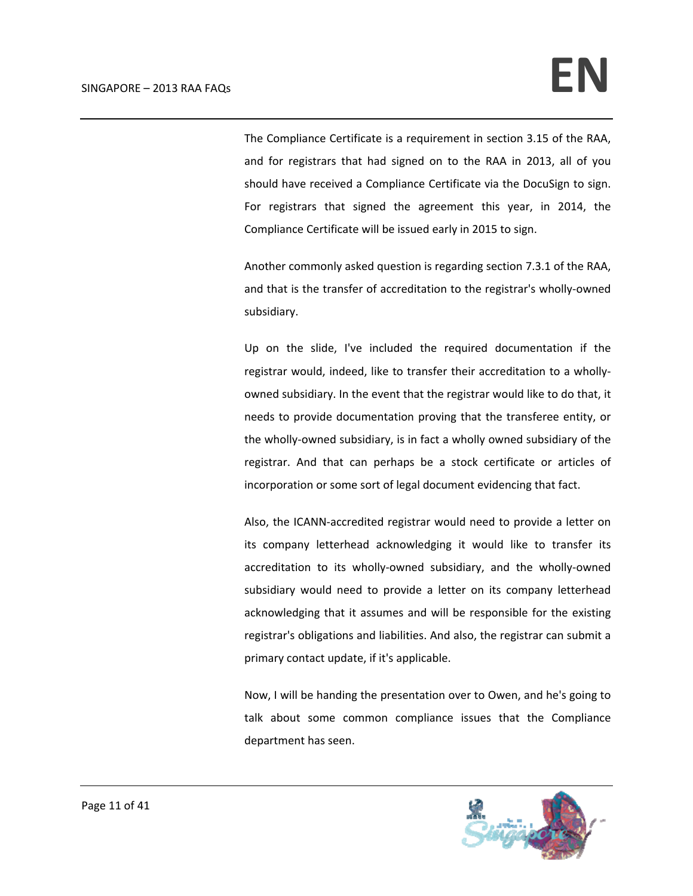The Compliance Certificate is a requirement in section 3.15 of the RAA, and for registrars that had signed on to the RAA in 2013, all of you should have received a Compliance Certificate via the DocuSign to sign. For registrars that signed the agreement this year, in 2014, the Compliance Certificate will be issued early in 2015 to sign.

Another commonly asked question is regarding section 7.3.1 of the RAA, and that is the transfer of accreditation to the registrar's wholly-owned subsidiary.

Up on the slide, I've included the required documentation if the registrar would, indeed, like to transfer their accreditation to a wholly-owned subsidiary. In the event that the registrar would like to do that, it needs to provide documentation proving that the transferee entity, or the wholly-owned subsidiary, is in fact a wholly owned subsidiary of the registrar. And that can perhaps be a stock certificate or articles of incorporation or some sort of legal document evidencing that fact.

Also, the ICANN-accredited registrar would need to provide a letter on its company letterhead acknowledging it would like to transfer its accreditation to its wholly-owned subsidiary, and the wholly-owned subsidiary would need to provide a letter on its company letterhead acknowledging that it assumes and will be responsible for the existing registrar's obligations and liabilities. And also, the registrar can submit a primary contact update, if it's applicable.

Now, I will be handing the presentation over to Owen, and he's going to talk about some common compliance issues that the Compliance department has seen.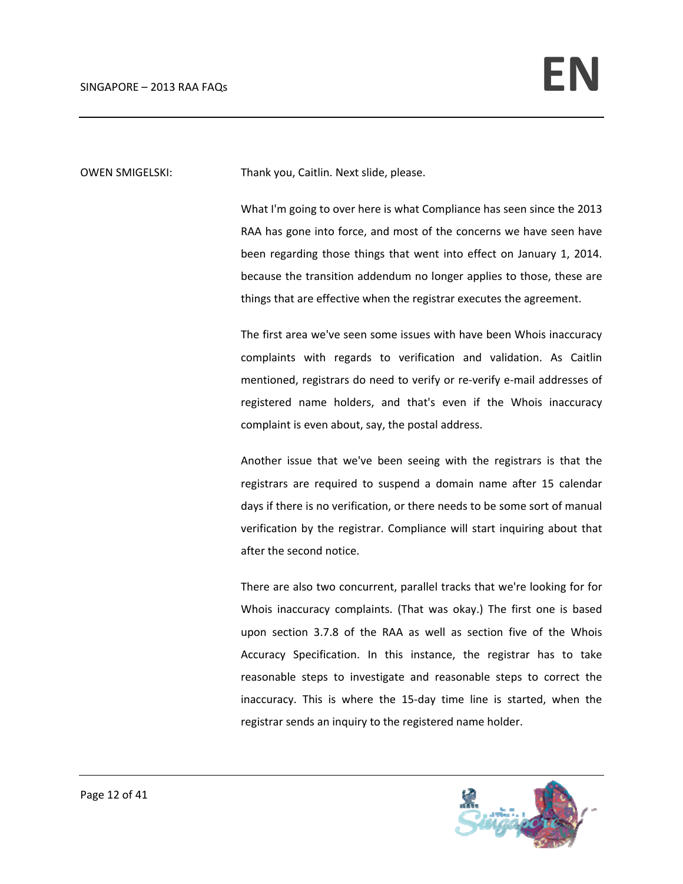OWEN SMIGELSKI: Thank you, Caitlin. Next slide, please.

What I'm going to over here is what Compliance has seen since the 2013 RAA has gone into force, and most of the concerns we have seen have been regarding those things that went into effect on January 1, 2014. because the transition addendum no longer applies to those, these are things that are effective when the registrar executes the agreement.

The first area we've seen some issues with have been Whois inaccuracy complaints with regards to verification and validation. As Caitlin mentioned, registrars do need to verify or re-verify e-mail addresses of registered name holders, and that's even if the Whois inaccuracy complaint is even about, say, the postal address.

Another issue that we've been seeing with the registrars is that the registrars are required to suspend a domain name after 15 calendar days if there is no verification, or there needs to be some sort of manual verification by the registrar. Compliance will start inquiring about that after the second notice.

There are also two concurrent, parallel tracks that we're looking for for Whois inaccuracy complaints. (That was okay.) The first one is based upon section 3.7.8 of the RAA as well as section five of the Whois Accuracy Specification. In this instance, the registrar has to take reasonable steps to investigate and reasonable steps to correct the inaccuracy. This is where the 15-day time line is started, when the registrar sends an inquiry to the registered name holder.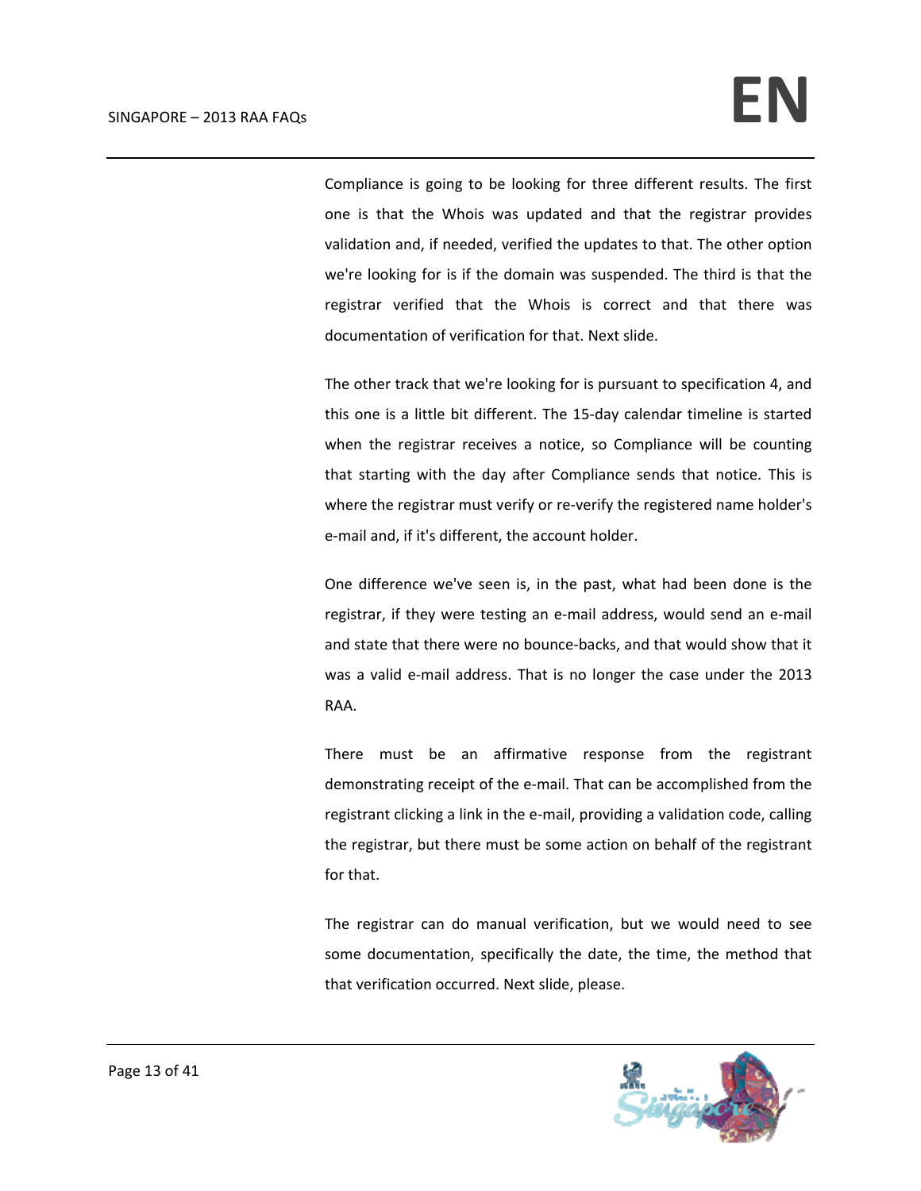Compliance is going to be looking for three different results. The first one is that the Whois was updated and that the registrar provides validation and, if needed, verified the updates to that. The other option we're looking for is if the domain was suspended. The third is that the registrar verified that the Whois is correct and that there was documentation of verification for that. Next slide.

The other track that we're looking for is pursuant to specification 4, and this one is a little bit different. The 15-day calendar timeline is started when the registrar receives a notice, so Compliance will be counting that starting with the day after Compliance sends that notice. This is where the registrar must verify or re-verify the registered name holder's e-mail and, if it's different, the account holder.

One difference we've seen is, in the past, what had been done is the registrar, if they were testing an e-mail address, would send an e-mail and state that there were no bounce-backs, and that would show that it was a valid e-mail address. That is no longer the case under the 2013 RAA.

There must be an affirmative response from the registrant demonstrating receipt of the e-mail. That can be accomplished from the registrant clicking a link in the e-mail, providing a validation code, calling the registrar, but there must be some action on behalf of the registrant for that.

The registrar can do manual verification, but we would need to see some documentation, specifically the date, the time, the method that that verification occurred. Next slide, please.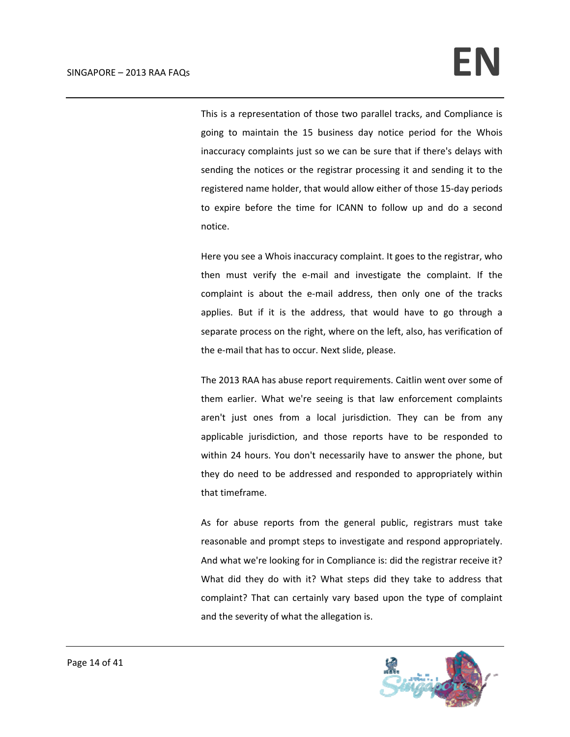This is a representation of those two parallel tracks, and Compliance is going to maintain the 15 business day notice period for the Whois inaccuracy complaints just so we can be sure that if there's delays with sending the notices or the registrar processing it and sending it to the registered name holder, that would allow either of those 15-day periods to expire before the time for ICANN to follow up and do a second notice.

Here you see a Whois inaccuracy complaint. It goes to the registrar, who then must verify the e-mail and investigate the complaint. If the complaint is about the e-mail address, then only one of the tracks applies. But if it is the address, that would have to go through a separate process on the right, where on the left, also, has verification of the e-mail that has to occur. Next slide, please.

The 2013 RAA has abuse report requirements. Caitlin went over some of them earlier. What we're seeing is that law enforcement complaints aren't just ones from a local jurisdiction. They can be from any applicable jurisdiction, and those reports have to be responded to within 24 hours. You don't necessarily have to answer the phone, but they do need to be addressed and responded to appropriately within that timeframe.

As for abuse reports from the general public, registrars must take reasonable and prompt steps to investigate and respond appropriately. And what we're looking for in Compliance is: did the registrar receive it? What did they do with it? What steps did they take to address that complaint? That can certainly vary based upon the type of complaint and the severity of what the allegation is.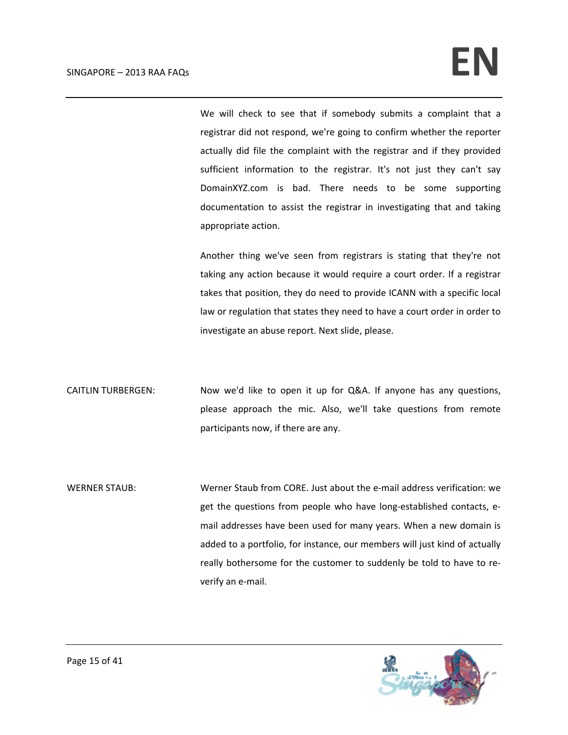We will check to see that if somebody submits a complaint that a registrar did not respond, we're going to confirm whether the reporter actually did file the complaint with the registrar and if they provided sufficient information to the registrar. It's not just they can't say DomainXYZ.com is bad. There needs to be some supporting documentation to assist the registrar in investigating that and taking appropriate action.

Another thing we've seen from registrars is stating that they're not taking any action because it would require a court order. If a registrar takes that position, they do need to provide ICANN with a specific local law or regulation that states they need to have a court order in order to investigate an abuse report. Next slide, please.

CAITLIN TURBERGEN: Now we'd like to open it up for Q&A. If anyone has any questions, please approach the mic. Also, we'll take questions from remote participants now, if there are any.

WERNER STAUB: Werner Staub from CORE. Just about the e-mail address verification: we get the questions from people who have long-established contacts, e-mail addresses have been used for many years. When a new domain is added to a portfolio, for instance, our members will just kind of actually really bothersome for the customer to suddenly be told to have to re-verify an e-mail.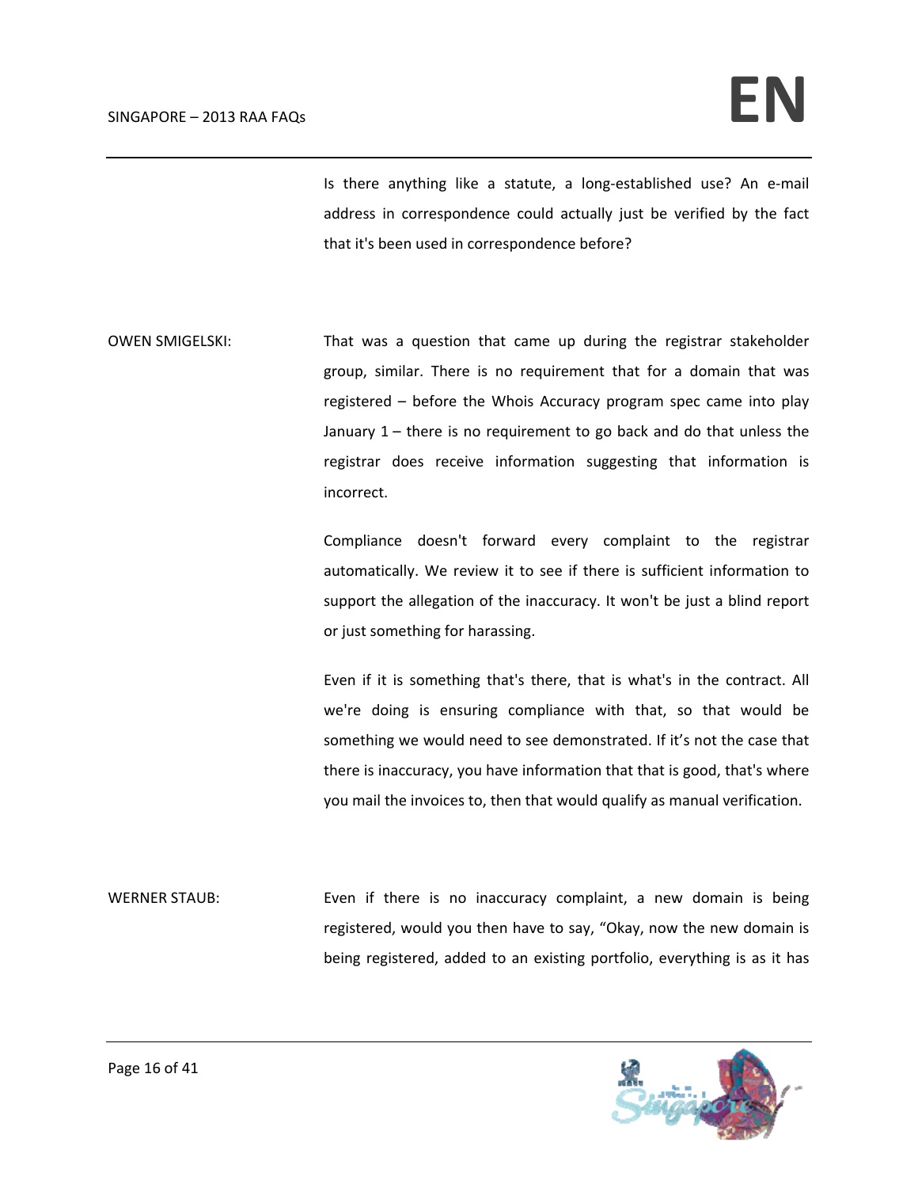Is there anything like a statute, a long-established use? An e-mail address in correspondence could actually just be verified by the fact that it's been used in correspondence before?

OWEN SMIGELSKI: That was a question that came up during the registrar stakeholder group, similar. There is no requirement that for a domain that was registered – before the Whois Accuracy program spec came into play January 1 – there is no requirement to go back and do that unless the registrar does receive information suggesting that information is incorrect.

Compliance doesn't forward every complaint to the registrar automatically. We review it to see if there is sufficient information to support the allegation of the inaccuracy. It won't be just a blind report or just something for harassing.

Even if it is something that's there, that is what's in the contract. All we're doing is ensuring compliance with that, so that would be something we would need to see demonstrated. If it's not the case that there is inaccuracy, you have information that that is good, that's where you mail the invoices to, then that would qualify as manual verification.

WERNER STAUB: Even if there is no inaccuracy complaint, a new domain is being registered, would you then have to say, "Okay, now the new domain is being registered, added to an existing portfolio, everything is as it has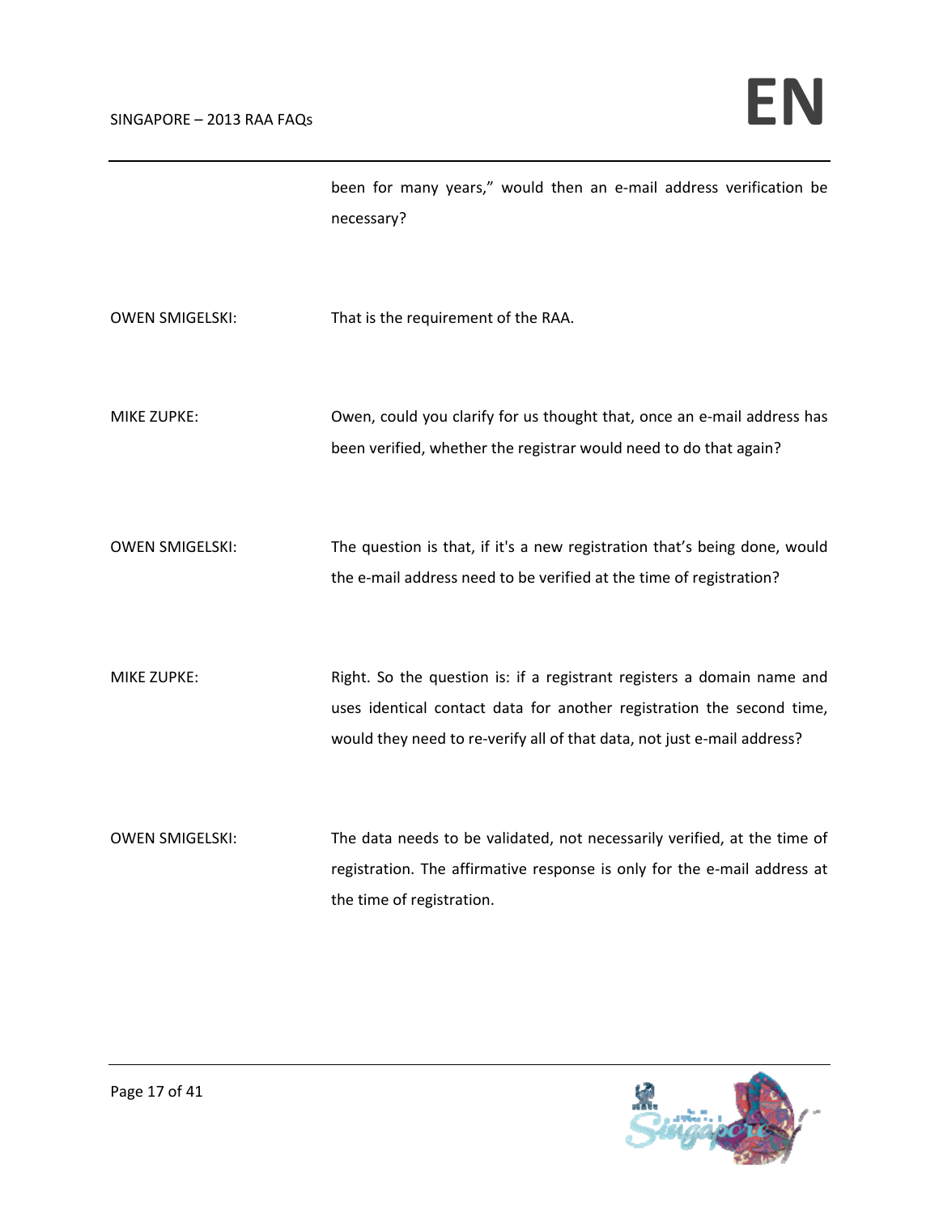been for many years," would then an e-mail address verification be necessary?

OWEN SMIGELSKI: That is the requirement of the RAA.

MIKE ZUPKE: Owen, could you clarify for us thought that, once an e-mail address has been verified, whether the registrar would need to do that again?

OWEN SMIGELSKI: The question is that, if it's a new registration that's being done, would the e-mail address need to be verified at the time of registration?

MIKE ZUPKE: Right. So the question is: if a registrant registers a domain name and uses identical contact data for another registration the second time, would they need to re-verify all of that data, not just e-mail address?

OWEN SMIGELSKI: The data needs to be validated, not necessarily verified, at the time of registration. The affirmative response is only for the e-mail address at the time of registration.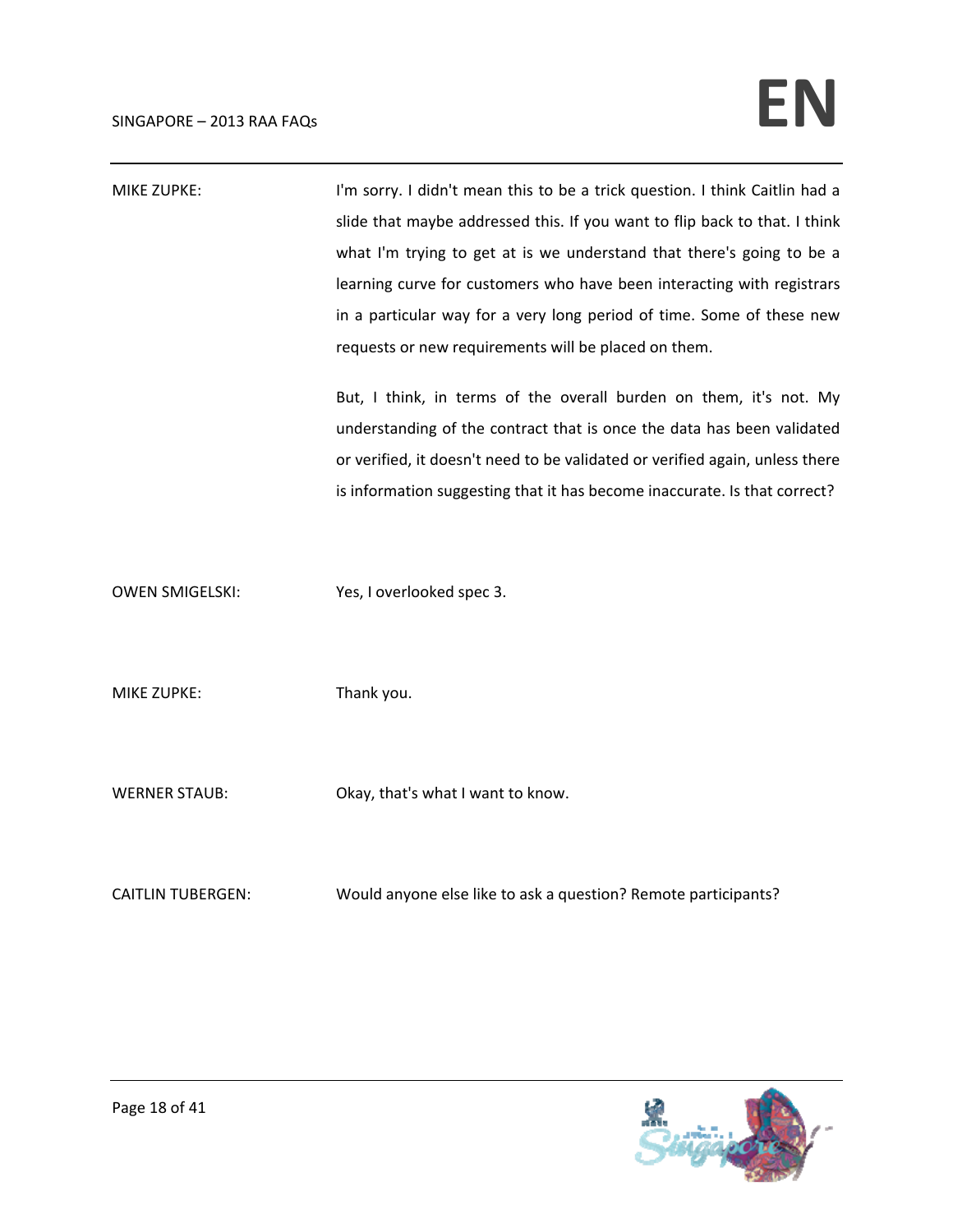MIKE ZUPKE: I'm sorry. I didn't mean this to be a trick question. I think Caitlin had a slide that maybe addressed this. If you want to flip back to that. I think what I'm trying to get at is we understand that there's going to be a learning curve for customers who have been interacting with registrars in a particular way for a very long period of time. Some of these new requests or new requirements will be placed on them.

But, I think, in terms of the overall burden on them, it's not. My understanding of the contract that is once the data has been validated or verified, it doesn't need to be validated or verified again, unless there is information suggesting that it has become inaccurate. Is that correct?

OWEN SMIGELSKI: Yes, I overlooked spec 3.

MIKE ZUPKE: Thank you.

WERNER STAUB: Okay, that's what I want to know.

CAITLIN TUBERGEN: Would anyone else like to ask a question? Remote participants?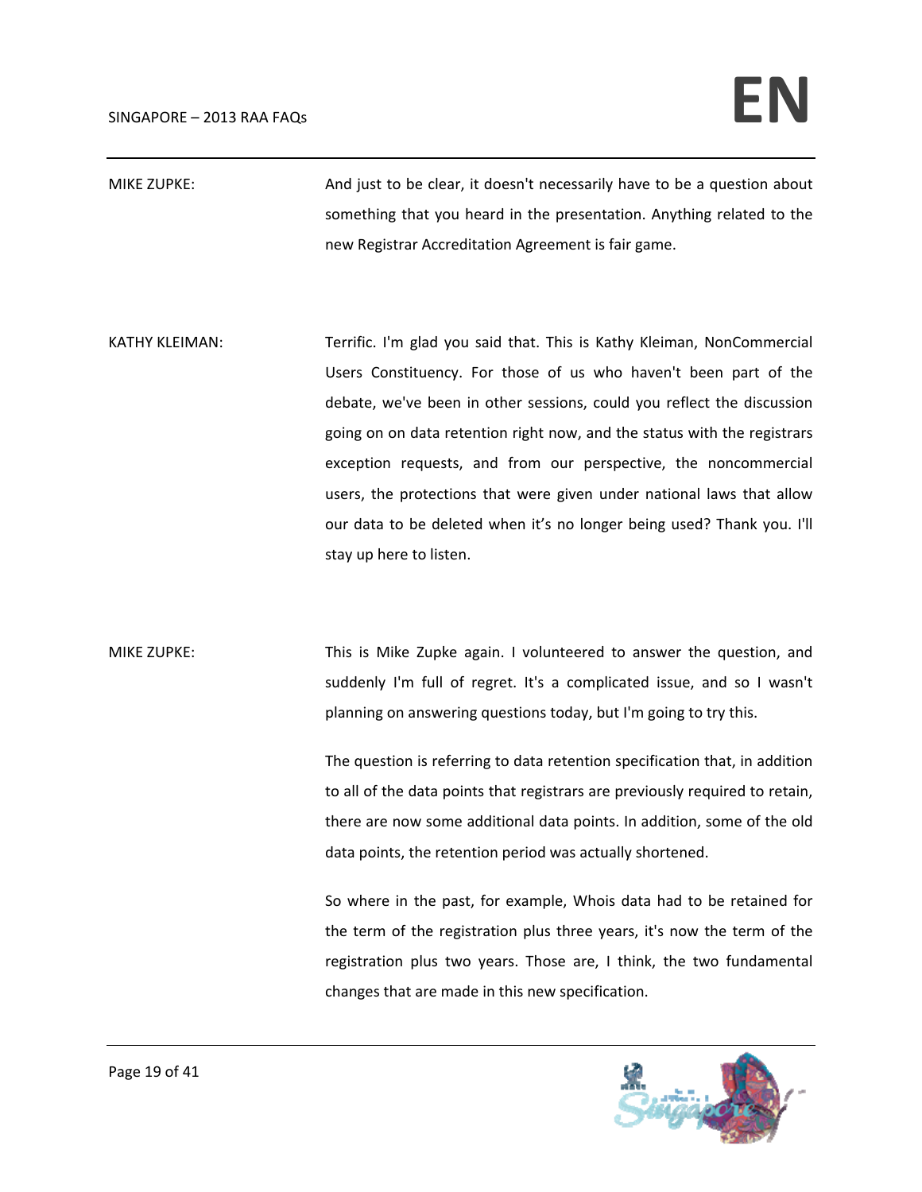MIKE ZUPKE: And just to be clear, it doesn't necessarily have to be a question about something that you heard in the presentation. Anything related to the new Registrar Accreditation Agreement is fair game.

KATHY KLEIMAN: Terrific. I'm glad you said that. This is Kathy Kleiman, NonCommercial Users Constituency. For those of us who haven't been part of the debate, we've been in other sessions, could you reflect the discussion going on on data retention right now, and the status with the registrars exception requests, and from our perspective, the noncommercial users, the protections that were given under national laws that allow our data to be deleted when it's no longer being used? Thank you. I'll stay up here to listen.

MIKE ZUPKE: This is Mike Zupke again. I volunteered to answer the question, and suddenly I'm full of regret. It's a complicated issue, and so I wasn't planning on answering questions today, but I'm going to try this.

The question is referring to data retention specification that, in addition to all of the data points that registrars are previously required to retain, there are now some additional data points. In addition, some of the old data points, the retention period was actually shortened.

So where in the past, for example, Whois data had to be retained for the term of the registration plus three years, it's now the term of the registration plus two years. Those are, I think, the two fundamental changes that are made in this new specification.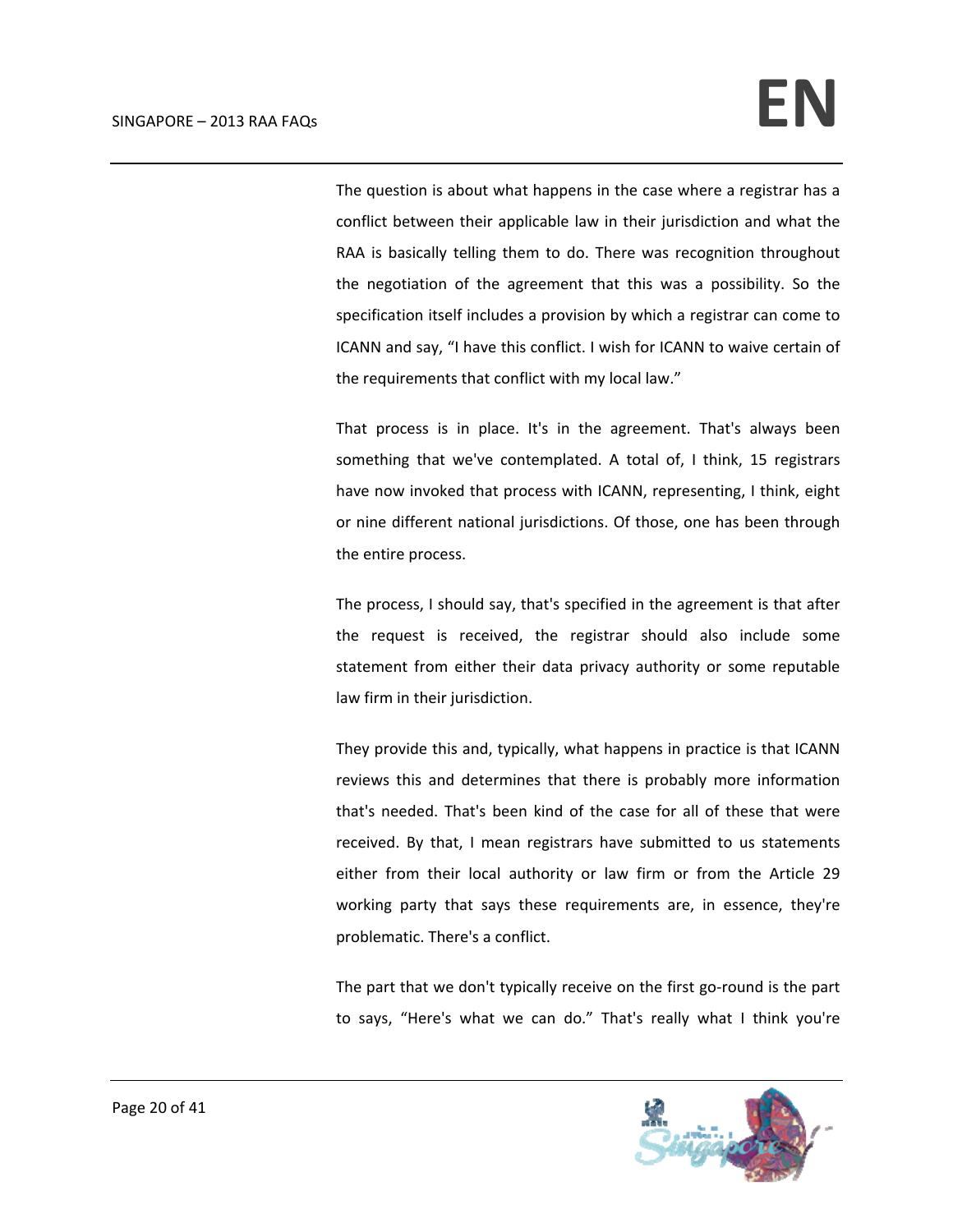The question is about what happens in the case where a registrar has a conflict between their applicable law in their jurisdiction and what the RAA is basically telling them to do. There was recognition throughout the negotiation of the agreement that this was a possibility. So the specification itself includes a provision by which a registrar can come to ICANN and say, "I have this conflict. I wish for ICANN to waive certain of the requirements that conflict with my local law."

That process is in place. It's in the agreement. That's always been something that we've contemplated. A total of, I think, 15 registrars have now invoked that process with ICANN, representing, I think, eight or nine different national jurisdictions. Of those, one has been through the entire process.

The process, I should say, that's specified in the agreement is that after the request is received, the registrar should also include some statement from either their data privacy authority or some reputable law firm in their jurisdiction.

They provide this and, typically, what happens in practice is that ICANN reviews this and determines that there is probably more information that's needed. That's been kind of the case for all of these that were received. By that, I mean registrars have submitted to us statements either from their local authority or law firm or from the Article 29 working party that says these requirements are, in essence, they're problematic. There's a conflict.

The part that we don't typically receive on the first go-round is the part to says, "Here's what we can do." That's really what I think you're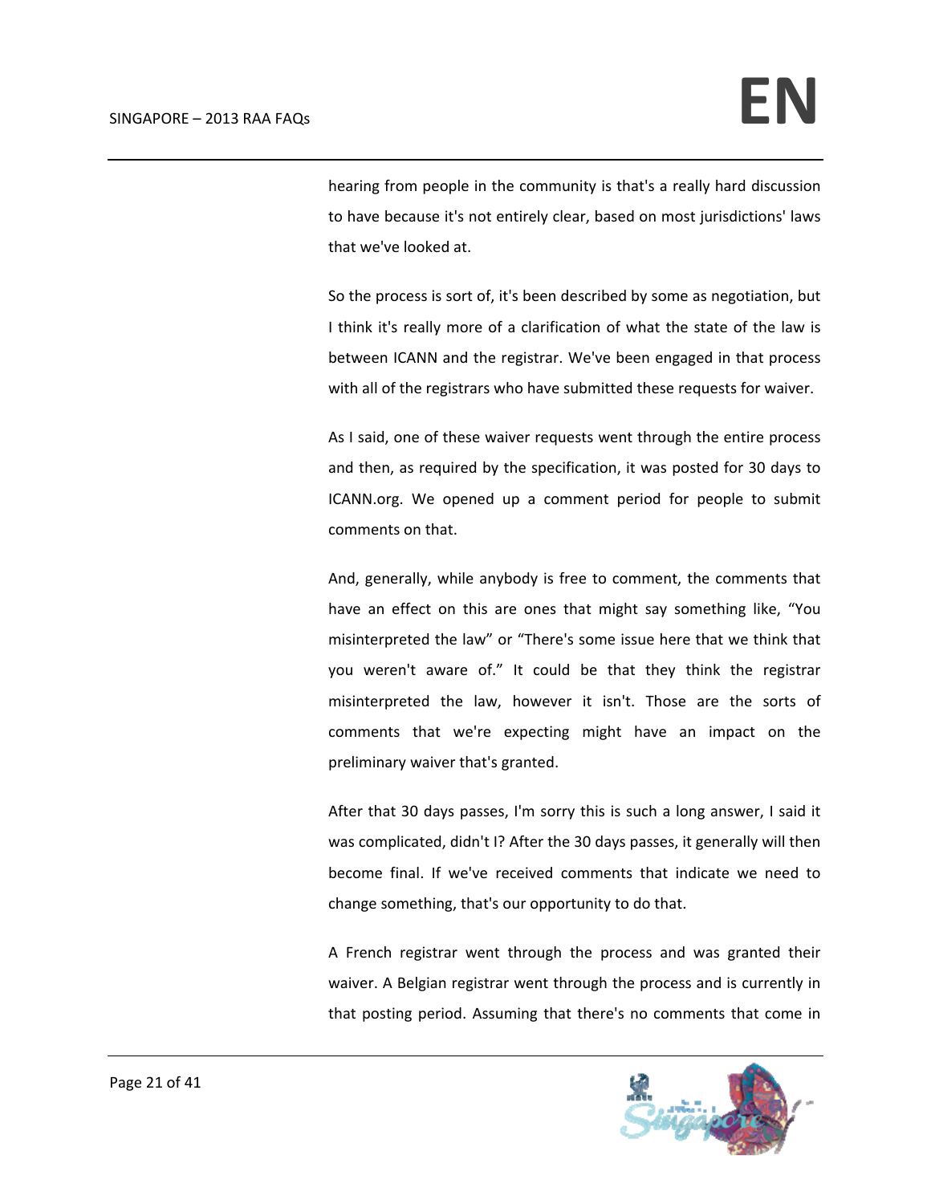hearing from people in the community is that's a really hard discussion to have because it's not entirely clear, based on most jurisdictions' laws that we've looked at.

So the process is sort of, it's been described by some as negotiation, but I think it's really more of a clarification of what the state of the law is between ICANN and the registrar. We've been engaged in that process with all of the registrars who have submitted these requests for waiver.

As I said, one of these waiver requests went through the entire process and then, as required by the specification, it was posted for 30 days to ICANN.org. We opened up a comment period for people to submit comments on that.

And, generally, while anybody is free to comment, the comments that have an effect on this are ones that might say something like, "You misinterpreted the law" or "There's some issue here that we think that you weren't aware of." It could be that they think the registrar misinterpreted the law, however it isn't. Those are the sorts of comments that we're expecting might have an impact on the preliminary waiver that's granted.

After that 30 days passes, I'm sorry this is such a long answer, I said it was complicated, didn't I? After the 30 days passes, it generally will then become final. If we've received comments that indicate we need to change something, that's our opportunity to do that.

A French registrar went through the process and was granted their waiver. A Belgian registrar went through the process and is currently in that posting period. Assuming that there's no comments that come in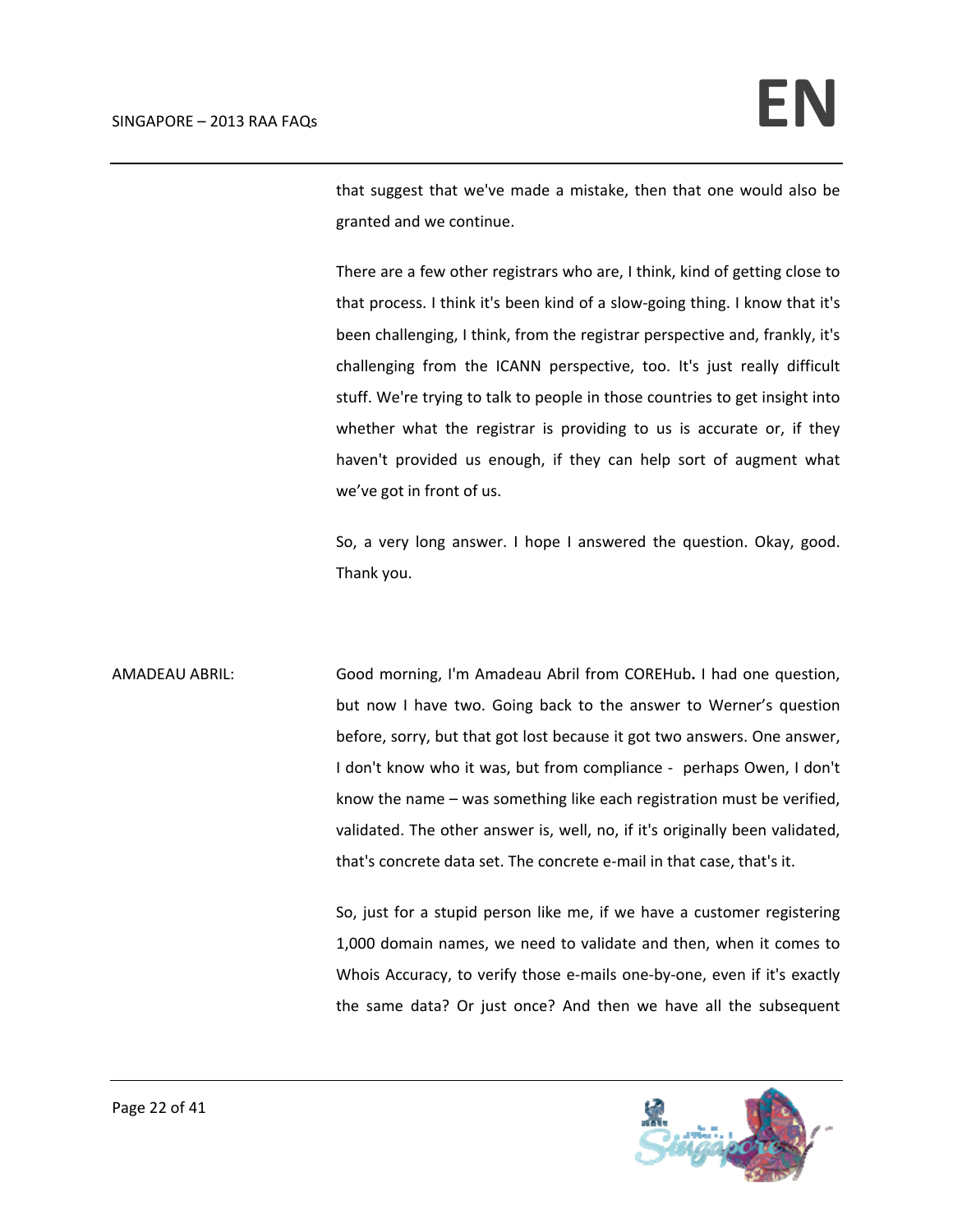that suggest that we've made a mistake, then that one would also be granted and we continue.

There are a few other registrars who are, I think, kind of getting close to that process. I think it's been kind of a slow-going thing. I know that it's been challenging, I think, from the registrar perspective and, frankly, it's challenging from the ICANN perspective, too. It's just really difficult stuff. We're trying to talk to people in those countries to get insight into whether what the registrar is providing to us is accurate or, if they haven't provided us enough, if they can help sort of augment what we've got in front of us.

So, a very long answer. I hope I answered the question. Okay, good. Thank you.

AMADEAU ABRIL: Good morning, I'm Amadeau Abril from COREHub**.** I had one question, but now I have two. Going back to the answer to Werner's question before, sorry, but that got lost because it got two answers. One answer, I don't know who it was, but from compliance - perhaps Owen, I don't know the name – was something like each registration must be verified, validated. The other answer is, well, no, if it's originally been validated, that's concrete data set. The concrete e-mail in that case, that's it.

So, just for a stupid person like me, if we have a customer registering 1,000 domain names, we need to validate and then, when it comes to Whois Accuracy, to verify those e-mails one-by-one, even if it's exactly the same data? Or just once? And then we have all the subsequent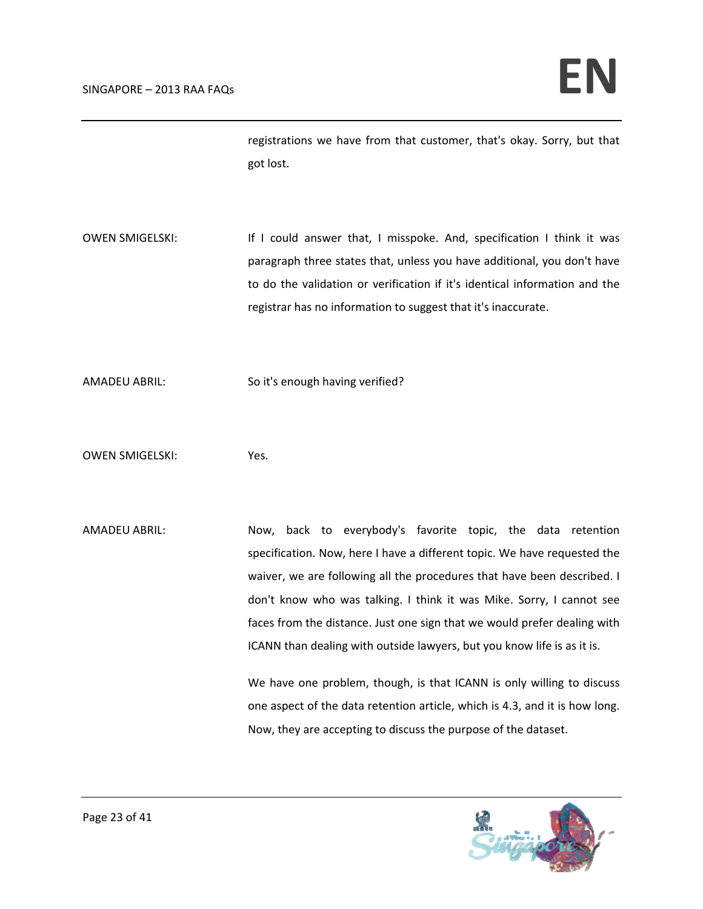registrations we have from that customer, that's okay. Sorry, but that got lost.

OWEN SMIGELSKI: If I could answer that, I misspoke. And, specification I think it was paragraph three states that, unless you have additional, you don't have to do the validation or verification if it's identical information and the registrar has no information to suggest that it's inaccurate.

AMADEU ABRIL: So it's enough having verified?

OWEN SMIGELSKI: Yes.

AMADEU ABRIL: Now, back to everybody's favorite topic, the data retention specification. Now, here I have a different topic. We have requested the waiver, we are following all the procedures that have been described. I don't know who was talking. I think it was Mike. Sorry, I cannot see faces from the distance. Just one sign that we would prefer dealing with ICANN than dealing with outside lawyers, but you know life is as it is.

We have one problem, though, is that ICANN is only willing to discuss one aspect of the data retention article, which is 4.3, and it is how long. Now, they are accepting to discuss the purpose of the dataset.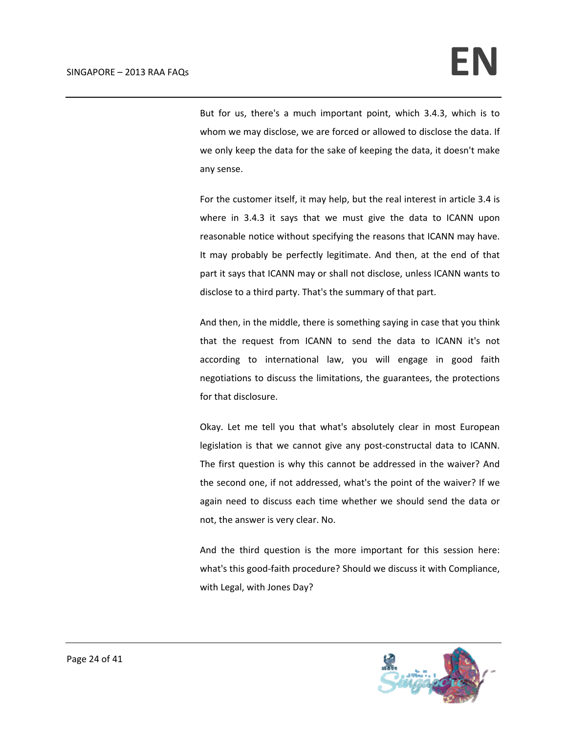But for us, there's a much important point, which 3.4.3, which is to whom we may disclose, we are forced or allowed to disclose the data. If we only keep the data for the sake of keeping the data, it doesn't make any sense.

For the customer itself, it may help, but the real interest in article 3.4 is where in 3.4.3 it says that we must give the data to ICANN upon reasonable notice without specifying the reasons that ICANN may have. It may probably be perfectly legitimate. And then, at the end of that part it says that ICANN may or shall not disclose, unless ICANN wants to disclose to a third party. That's the summary of that part.

And then, in the middle, there is something saying in case that you think that the request from ICANN to send the data to ICANN it's not according to international law, you will engage in good faith negotiations to discuss the limitations, the guarantees, the protections for that disclosure.

Okay. Let me tell you that what's absolutely clear in most European legislation is that we cannot give any post-constructal data to ICANN. The first question is why this cannot be addressed in the waiver? And the second one, if not addressed, what's the point of the waiver? If we again need to discuss each time whether we should send the data or not, the answer is very clear. No.

And the third question is the more important for this session here: what's this good-faith procedure? Should we discuss it with Compliance, with Legal, with Jones Day?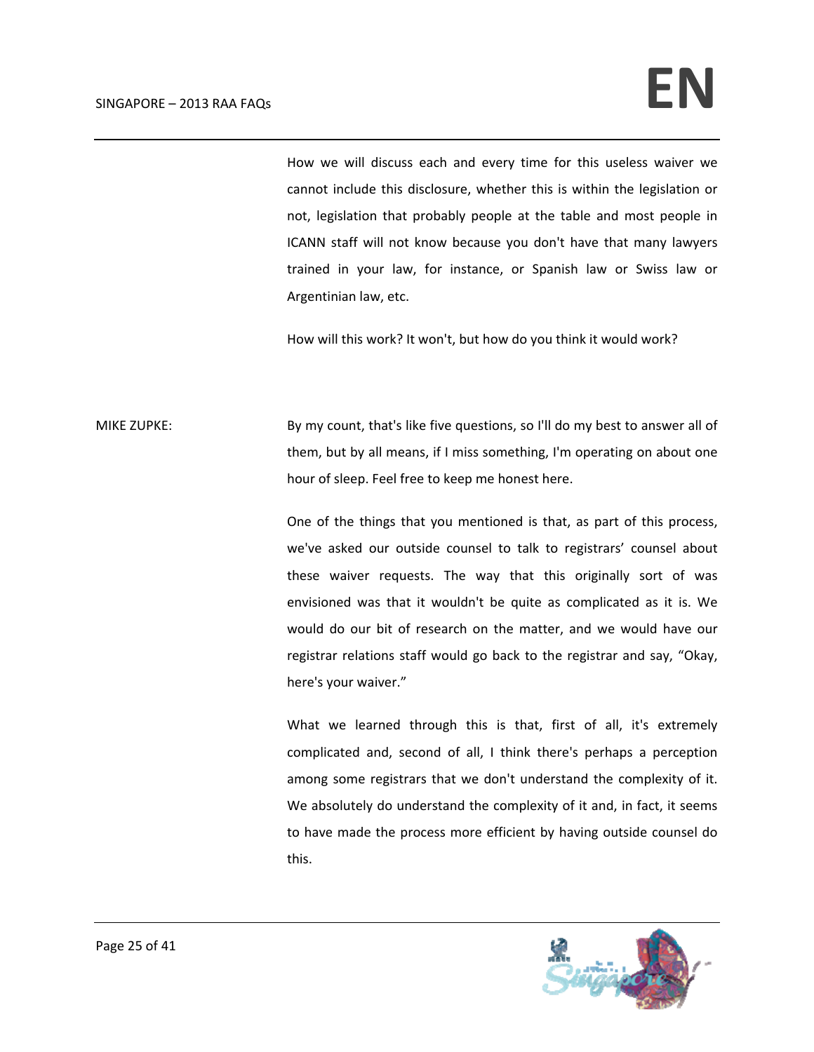How we will discuss each and every time for this useless waiver we cannot include this disclosure, whether this is within the legislation or not, legislation that probably people at the table and most people in ICANN staff will not know because you don't have that many lawyers trained in your law, for instance, or Spanish law or Swiss law or Argentinian law, etc.

How will this work? It won't, but how do you think it would work?

MIKE ZUPKE: By my count, that's like five questions, so I'll do my best to answer all of them, but by all means, if I miss something, I'm operating on about one hour of sleep. Feel free to keep me honest here.

One of the things that you mentioned is that, as part of this process, we've asked our outside counsel to talk to registrars' counsel about these waiver requests. The way that this originally sort of was envisioned was that it wouldn't be quite as complicated as it is. We would do our bit of research on the matter, and we would have our registrar relations staff would go back to the registrar and say, "Okay, here's your waiver."

What we learned through this is that, first of all, it's extremely complicated and, second of all, I think there's perhaps a perception among some registrars that we don't understand the complexity of it. We absolutely do understand the complexity of it and, in fact, it seems to have made the process more efficient by having outside counsel do this.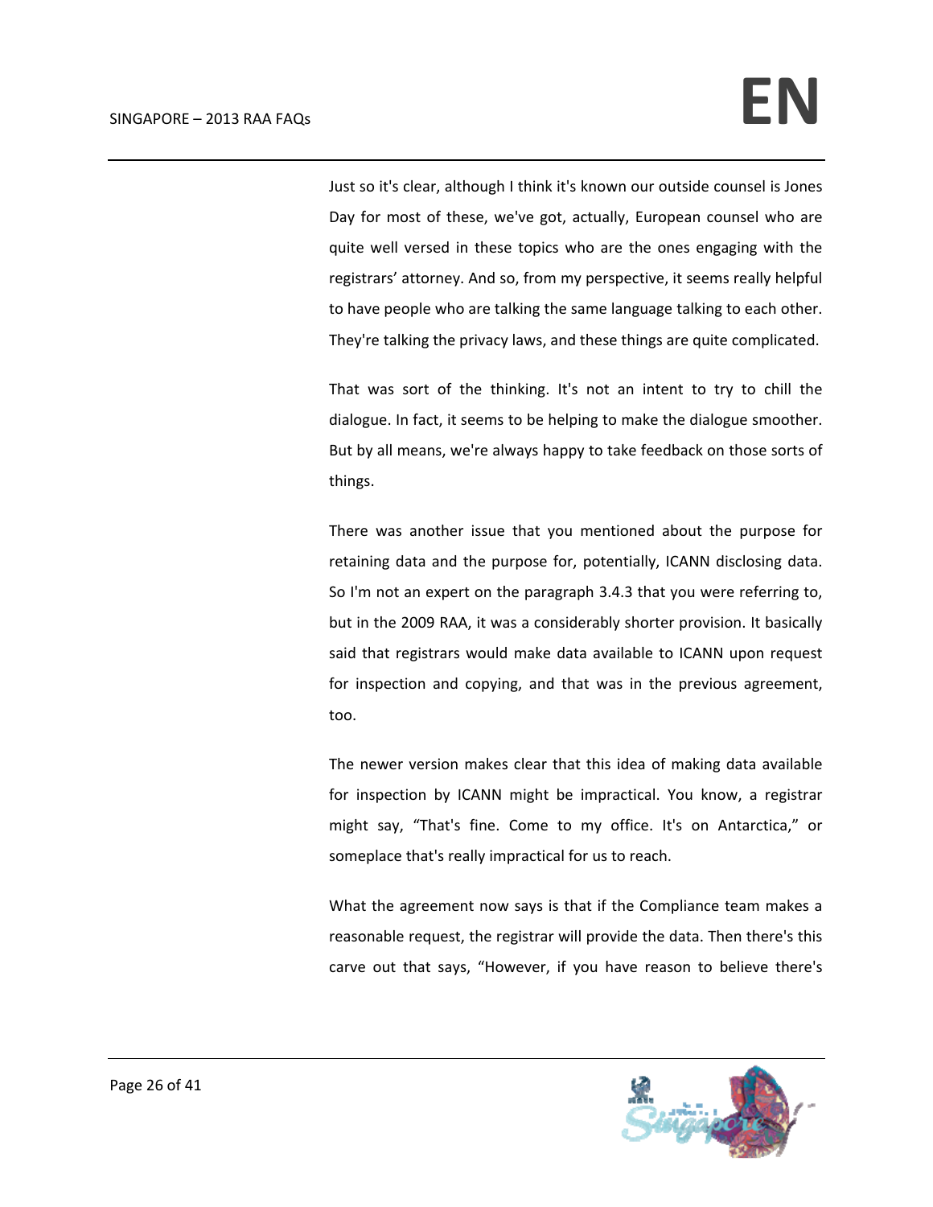Just so it's clear, although I think it's known our outside counsel is Jones Day for most of these, we've got, actually, European counsel who are quite well versed in these topics who are the ones engaging with the registrars' attorney. And so, from my perspective, it seems really helpful to have people who are talking the same language talking to each other. They're talking the privacy laws, and these things are quite complicated.

That was sort of the thinking. It's not an intent to try to chill the dialogue. In fact, it seems to be helping to make the dialogue smoother. But by all means, we're always happy to take feedback on those sorts of things.

There was another issue that you mentioned about the purpose for retaining data and the purpose for, potentially, ICANN disclosing data. So I'm not an expert on the paragraph 3.4.3 that you were referring to, but in the 2009 RAA, it was a considerably shorter provision. It basically said that registrars would make data available to ICANN upon request for inspection and copying, and that was in the previous agreement, too.

The newer version makes clear that this idea of making data available for inspection by ICANN might be impractical. You know, a registrar might say, "That's fine. Come to my office. It's on Antarctica," or someplace that's really impractical for us to reach.

What the agreement now says is that if the Compliance team makes a reasonable request, the registrar will provide the data. Then there's this carve out that says, "However, if you have reason to believe there's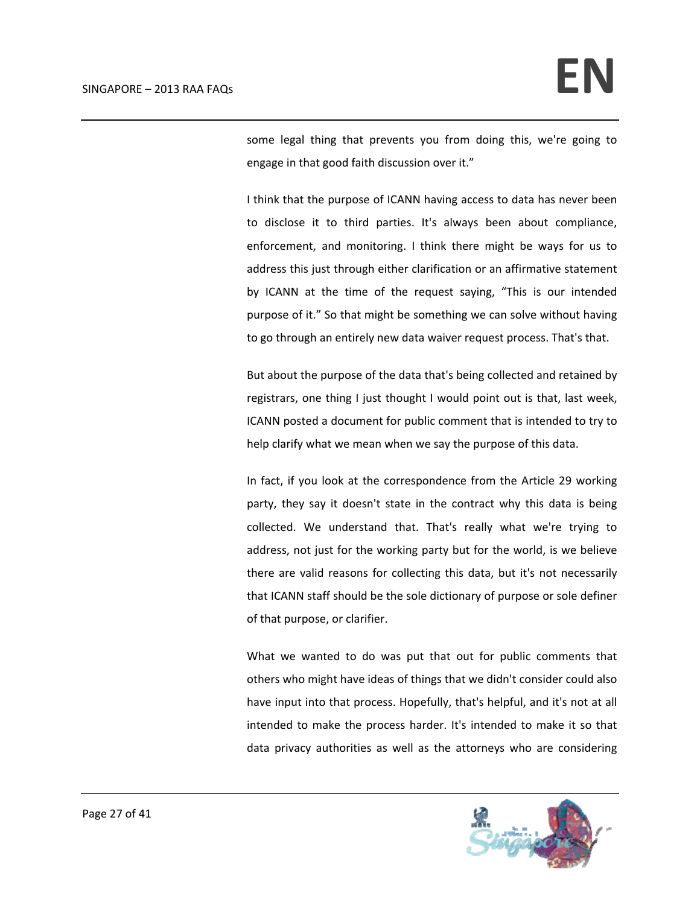some legal thing that prevents you from doing this, we're going to engage in that good faith discussion over it."

I think that the purpose of ICANN having access to data has never been to disclose it to third parties. It's always been about compliance, enforcement, and monitoring. I think there might be ways for us to address this just through either clarification or an affirmative statement by ICANN at the time of the request saying, "This is our intended purpose of it." So that might be something we can solve without having to go through an entirely new data waiver request process. That's that.

But about the purpose of the data that's being collected and retained by registrars, one thing I just thought I would point out is that, last week, ICANN posted a document for public comment that is intended to try to help clarify what we mean when we say the purpose of this data.

In fact, if you look at the correspondence from the Article 29 working party, they say it doesn't state in the contract why this data is being collected. We understand that. That's really what we're trying to address, not just for the working party but for the world, is we believe there are valid reasons for collecting this data, but it's not necessarily that ICANN staff should be the sole dictionary of purpose or sole definer of that purpose, or clarifier.

What we wanted to do was put that out for public comments that others who might have ideas of things that we didn't consider could also have input into that process. Hopefully, that's helpful, and it's not at all intended to make the process harder. It's intended to make it so that data privacy authorities as well as the attorneys who are considering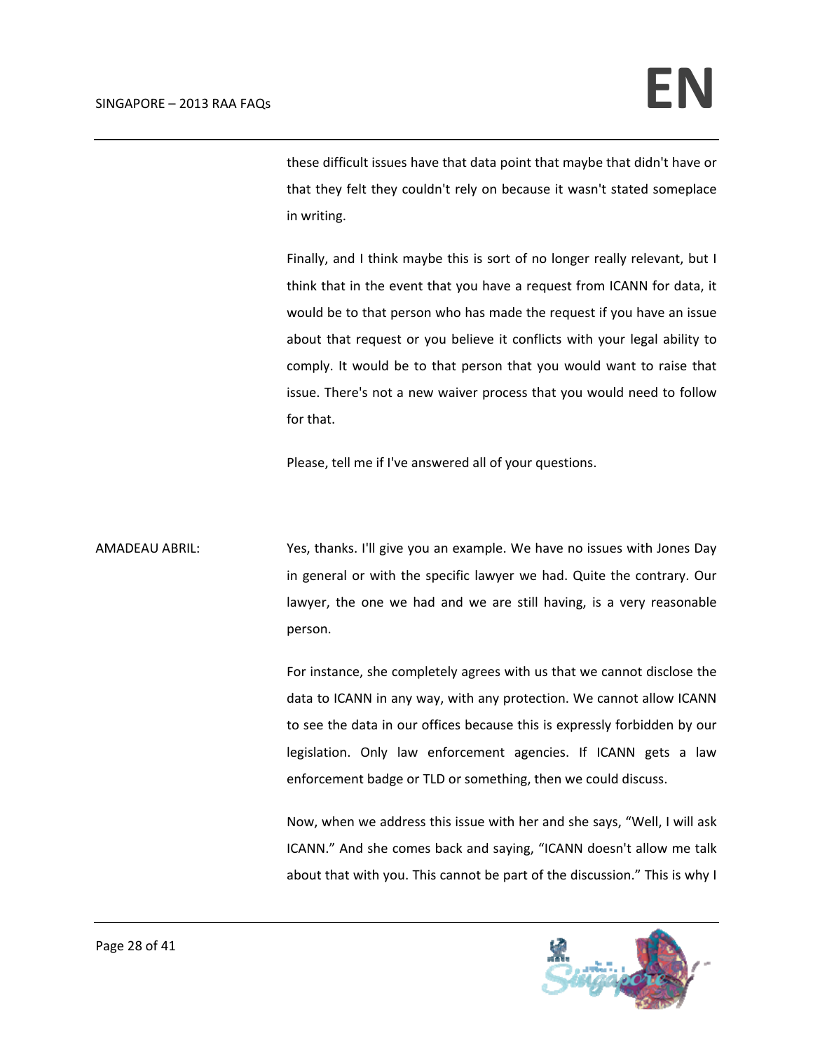these difficult issues have that data point that maybe that didn't have or that they felt they couldn't rely on because it wasn't stated someplace in writing.

Finally, and I think maybe this is sort of no longer really relevant, but I think that in the event that you have a request from ICANN for data, it would be to that person who has made the request if you have an issue about that request or you believe it conflicts with your legal ability to comply. It would be to that person that you would want to raise that issue. There's not a new waiver process that you would need to follow for that.

Please, tell me if I've answered all of your questions.

AMADEAU ABRIL: Yes, thanks. I'll give you an example. We have no issues with Jones Day in general or with the specific lawyer we had. Quite the contrary. Our lawyer, the one we had and we are still having, is a very reasonable person.

For instance, she completely agrees with us that we cannot disclose the data to ICANN in any way, with any protection. We cannot allow ICANN to see the data in our offices because this is expressly forbidden by our legislation. Only law enforcement agencies. If ICANN gets a law enforcement badge or TLD or something, then we could discuss.

Now, when we address this issue with her and she says, "Well, I will ask ICANN." And she comes back and saying, "ICANN doesn't allow me talk about that with you. This cannot be part of the discussion." This is why I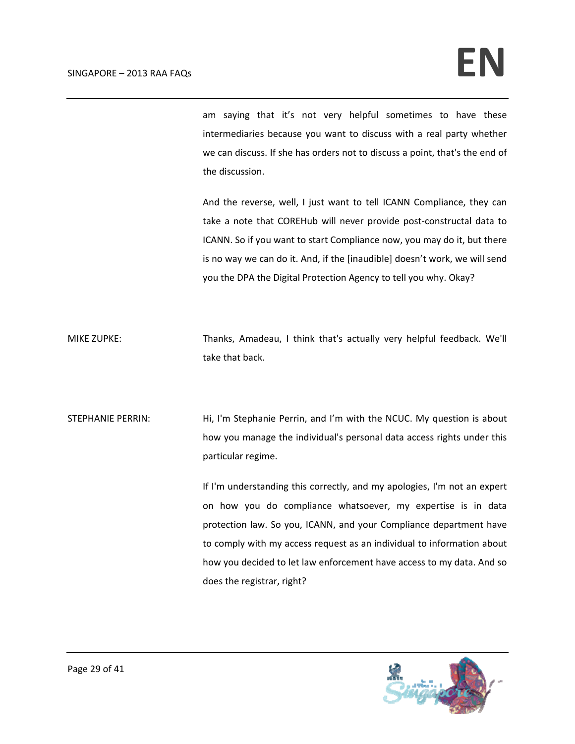am saying that it's not very helpful sometimes to have these intermediaries because you want to discuss with a real party whether we can discuss. If she has orders not to discuss a point, that's the end of the discussion.

And the reverse, well, I just want to tell ICANN Compliance, they can take a note that COREHub will never provide post-constructal data to ICANN. So if you want to start Compliance now, you may do it, but there is no way we can do it. And, if the [inaudible] doesn't work, we will send you the DPA the Digital Protection Agency to tell you why. Okay?

MIKE ZUPKE: Thanks, Amadeau, I think that's actually very helpful feedback. We'll take that back.

STEPHANIE PERRIN: Hi, I'm Stephanie Perrin, and I'm with the NCUC. My question is about how you manage the individual's personal data access rights under this particular regime.

If I'm understanding this correctly, and my apologies, I'm not an expert on how you do compliance whatsoever, my expertise is in data protection law. So you, ICANN, and your Compliance department have to comply with my access request as an individual to information about how you decided to let law enforcement have access to my data. And so does the registrar, right?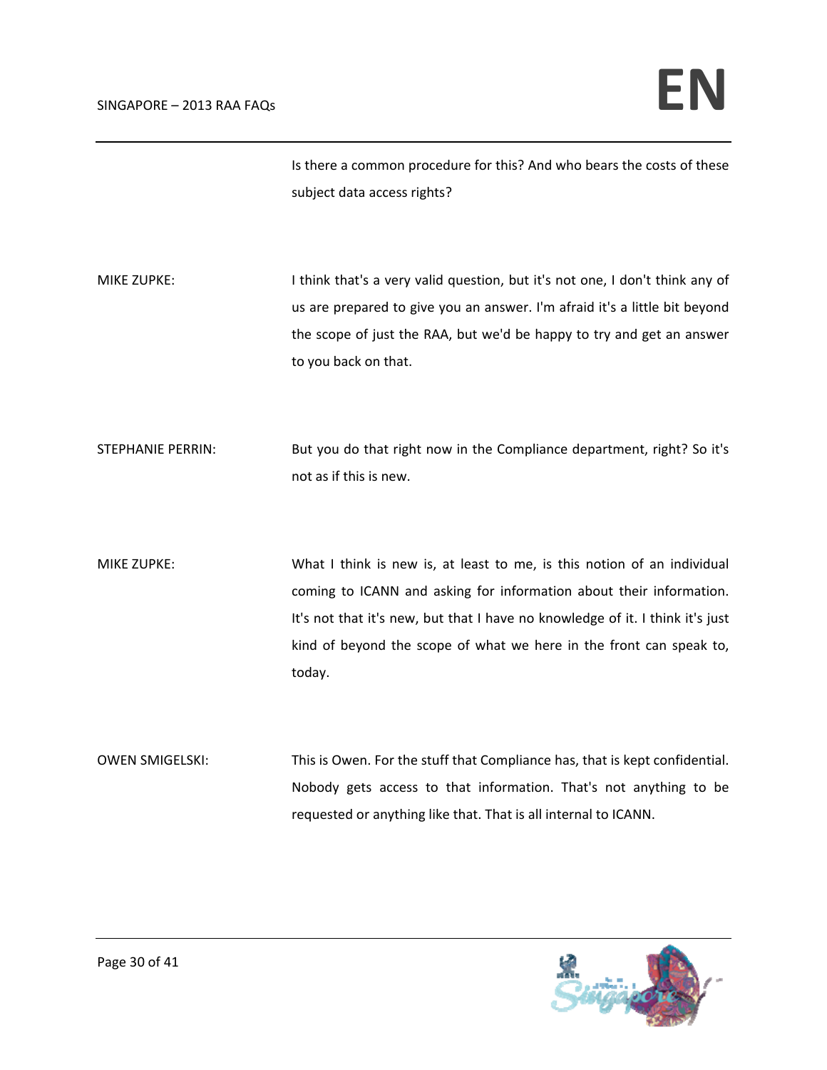Is there a common procedure for this? And who bears the costs of these subject data access rights?

MIKE ZUPKE: I think that's a very valid question, but it's not one, I don't think any of us are prepared to give you an answer. I'm afraid it's a little bit beyond the scope of just the RAA, but we'd be happy to try and get an answer to you back on that.

STEPHANIE PERRIN: But you do that right now in the Compliance department, right? So it's not as if this is new.

MIKE ZUPKE: What I think is new is, at least to me, is this notion of an individual coming to ICANN and asking for information about their information. It's not that it's new, but that I have no knowledge of it. I think it's just kind of beyond the scope of what we here in the front can speak to, today.

OWEN SMIGELSKI: This is Owen. For the stuff that Compliance has, that is kept confidential. Nobody gets access to that information. That's not anything to be requested or anything like that. That is all internal to ICANN.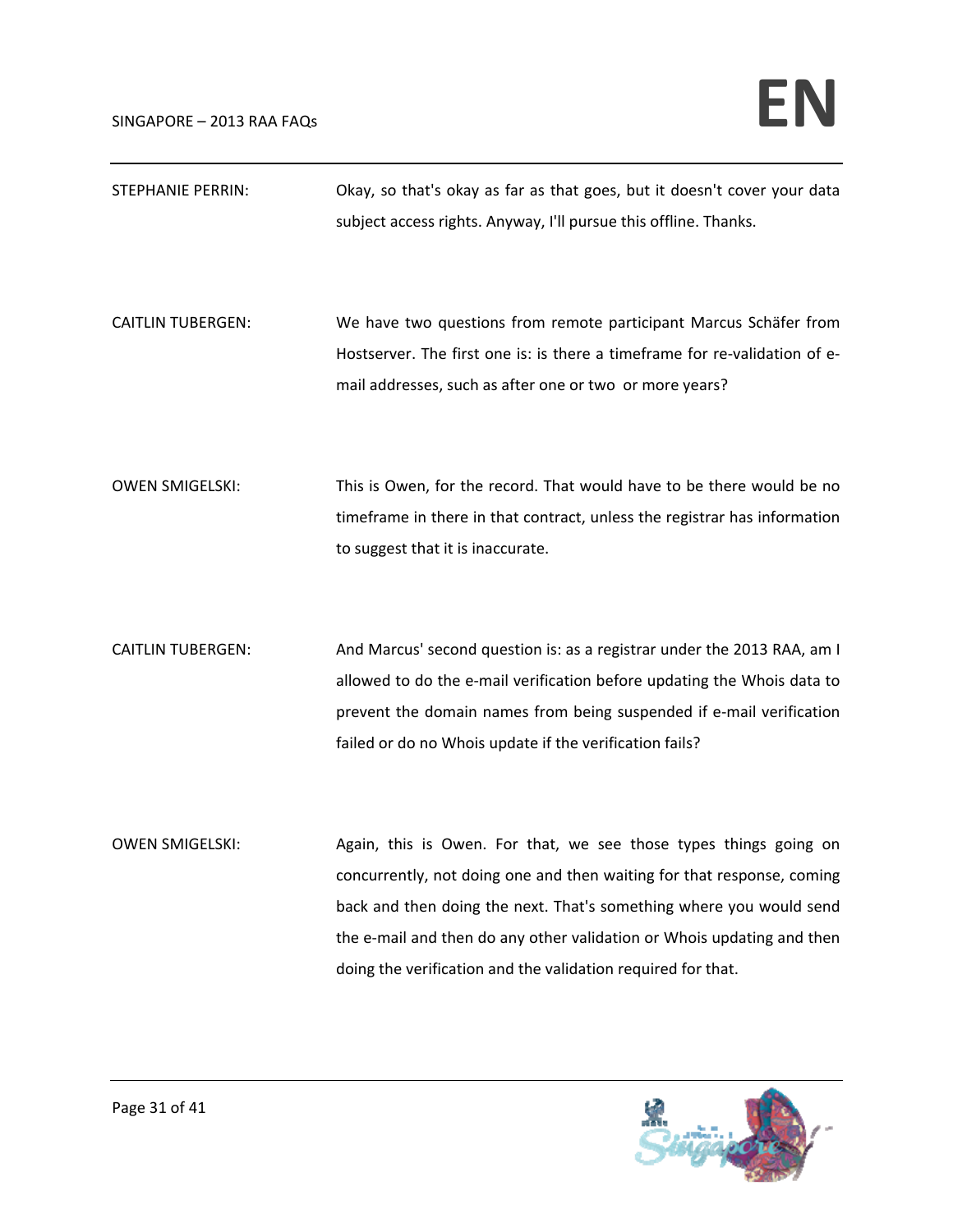STEPHANIE PERRIN: Okay, so that's okay as far as that goes, but it doesn't cover your data subject access rights. Anyway, I'll pursue this offline. Thanks.

CAITLIN TUBERGEN: We have two questions from remote participant Marcus Schäfer from Hostserver. The first one is: is there a timeframe for re-validation of e-mail addresses, such as after one or two or more years?

OWEN SMIGELSKI: This is Owen, for the record. That would have to be there would be no timeframe in there in that contract, unless the registrar has information to suggest that it is inaccurate.

CAITLIN TUBERGEN: And Marcus' second question is: as a registrar under the 2013 RAA, am I allowed to do the e-mail verification before updating the Whois data to prevent the domain names from being suspended if e-mail verification failed or do no Whois update if the verification fails?

OWEN SMIGELSKI: Again, this is Owen. For that, we see those types things going on concurrently, not doing one and then waiting for that response, coming back and then doing the next. That's something where you would send the e-mail and then do any other validation or Whois updating and then doing the verification and the validation required for that.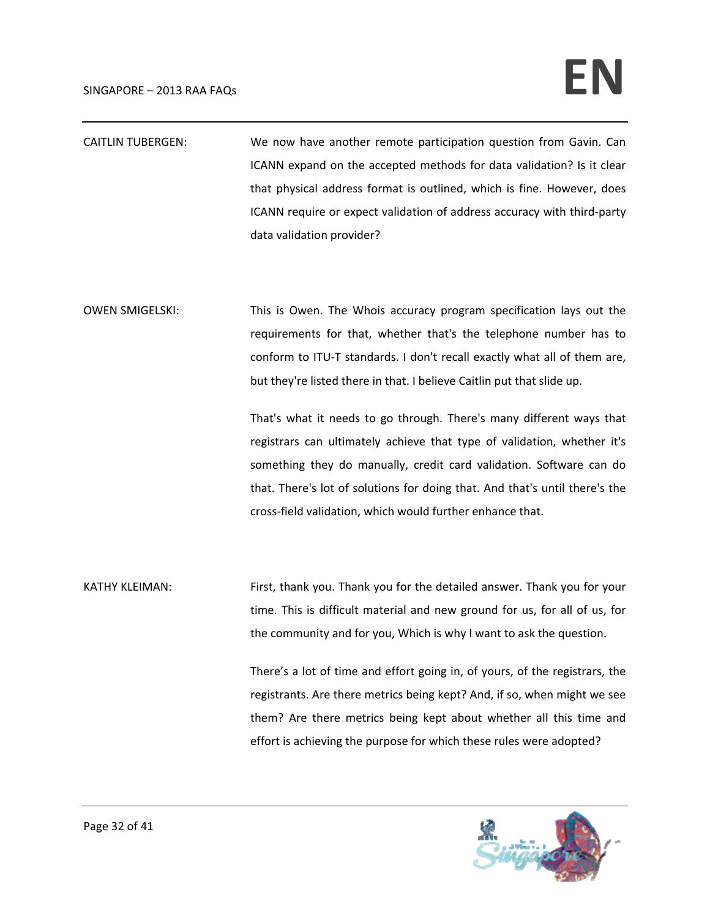CAITLIN TUBERGEN: We now have another remote participation question from Gavin. Can ICANN expand on the accepted methods for data validation? Is it clear that physical address format is outlined, which is fine. However, does ICANN require or expect validation of address accuracy with third-party data validation provider?

OWEN SMIGELSKI: This is Owen. The Whois accuracy program specification lays out the requirements for that, whether that's the telephone number has to conform to ITU-T standards. I don't recall exactly what all of them are, but they're listed there in that. I believe Caitlin put that slide up.

That's what it needs to go through. There's many different ways that registrars can ultimately achieve that type of validation, whether it's something they do manually, credit card validation. Software can do that. There's lot of solutions for doing that. And that's until there's the cross-field validation, which would further enhance that.

KATHY KLEIMAN: First, thank you. Thank you for the detailed answer. Thank you for your time. This is difficult material and new ground for us, for all of us, for the community and for you, Which is why I want to ask the question.

There's a lot of time and effort going in, of yours, of the registrars, the registrants. Are there metrics being kept? And, if so, when might we see them? Are there metrics being kept about whether all this time and effort is achieving the purpose for which these rules were adopted?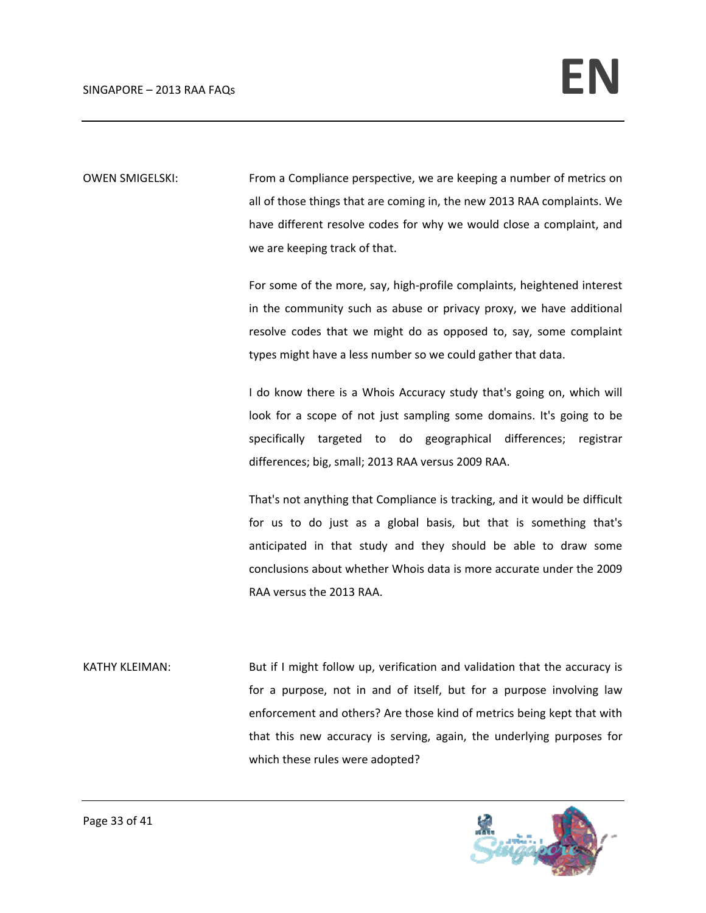OWEN SMIGELSKI: From a Compliance perspective, we are keeping a number of metrics on all of those things that are coming in, the new 2013 RAA complaints. We have different resolve codes for why we would close a complaint, and we are keeping track of that.

For some of the more, say, high-profile complaints, heightened interest in the community such as abuse or privacy proxy, we have additional resolve codes that we might do as opposed to, say, some complaint types might have a less number so we could gather that data.

I do know there is a Whois Accuracy study that's going on, which will look for a scope of not just sampling some domains. It's going to be specifically targeted to do geographical differences; registrar differences; big, small; 2013 RAA versus 2009 RAA.

That's not anything that Compliance is tracking, and it would be difficult for us to do just as a global basis, but that is something that's anticipated in that study and they should be able to draw some conclusions about whether Whois data is more accurate under the 2009 RAA versus the 2013 RAA.

KATHY KLEIMAN: But if I might follow up, verification and validation that the accuracy is for a purpose, not in and of itself, but for a purpose involving law enforcement and others? Are those kind of metrics being kept that with that this new accuracy is serving, again, the underlying purposes for which these rules were adopted?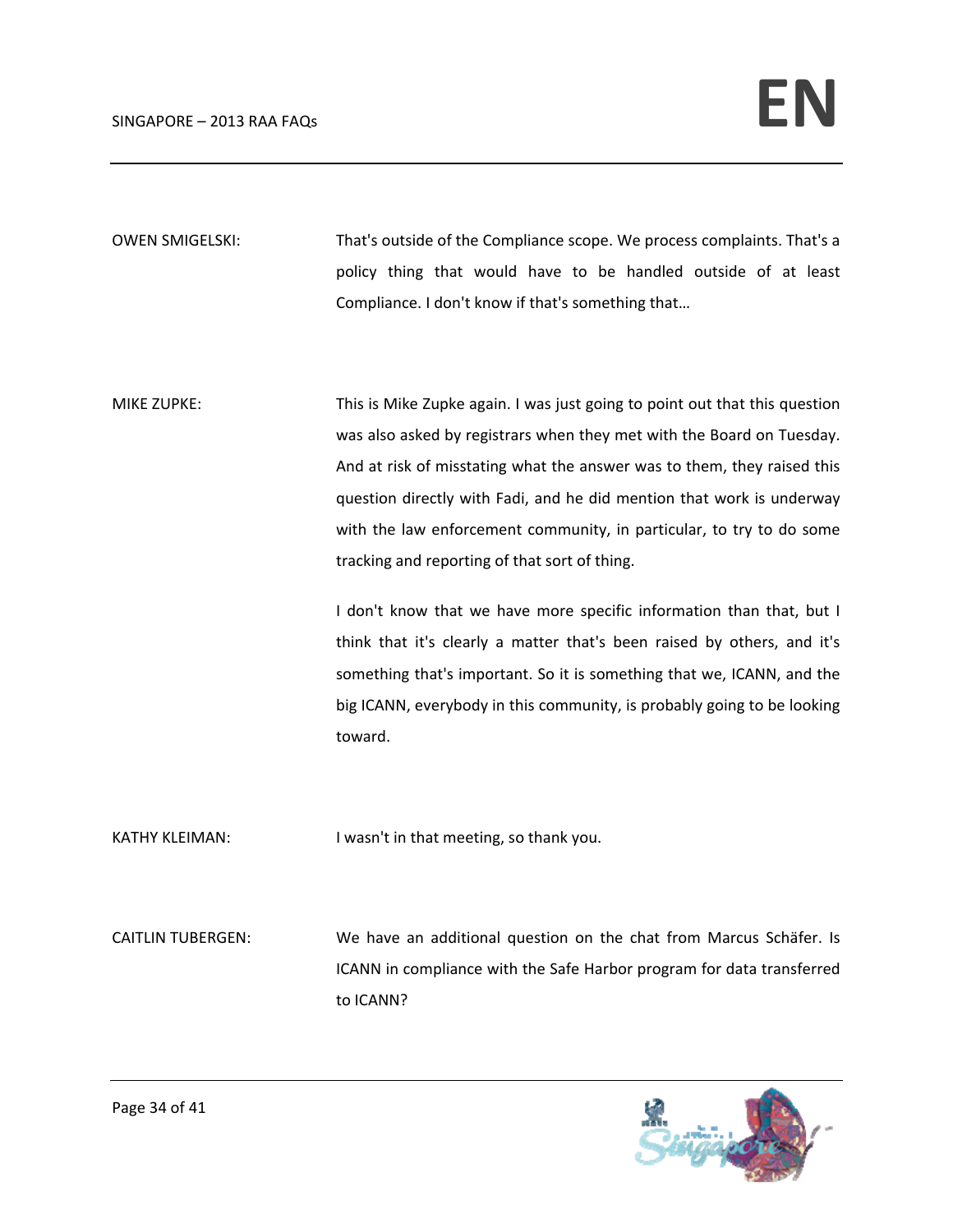OWEN SMIGELSKI: That's outside of the Compliance scope. We process complaints. That's a policy thing that would have to be handled outside of at least Compliance. I don't know if that's something that…

MIKE ZUPKE: This is Mike Zupke again. I was just going to point out that this question was also asked by registrars when they met with the Board on Tuesday. And at risk of misstating what the answer was to them, they raised this question directly with Fadi, and he did mention that work is underway with the law enforcement community, in particular, to try to do some tracking and reporting of that sort of thing.

I don't know that we have more specific information than that, but I think that it's clearly a matter that's been raised by others, and it's something that's important. So it is something that we, ICANN, and the big ICANN, everybody in this community, is probably going to be looking toward.

KATHY KLEIMAN: I wasn't in that meeting, so thank you.

CAITLIN TUBERGEN: We have an additional question on the chat from Marcus Schäfer. Is ICANN in compliance with the Safe Harbor program for data transferred to ICANN?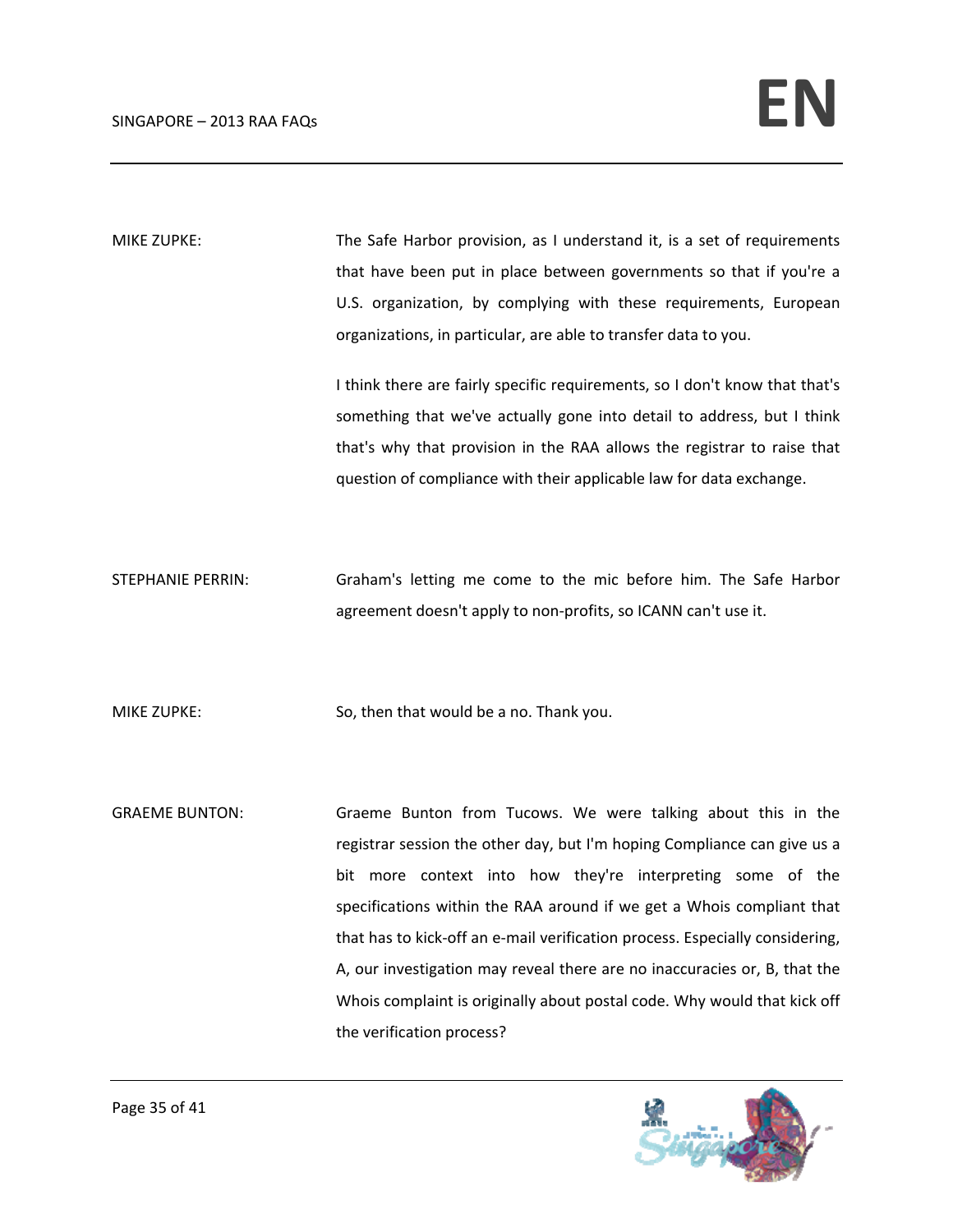MIKE ZUPKE: The Safe Harbor provision, as I understand it, is a set of requirements that have been put in place between governments so that if you're a U.S. organization, by complying with these requirements, European organizations, in particular, are able to transfer data to you.

I think there are fairly specific requirements, so I don't know that that's something that we've actually gone into detail to address, but I think that's why that provision in the RAA allows the registrar to raise that question of compliance with their applicable law for data exchange.

STEPHANIE PERRIN: Graham's letting me come to the mic before him. The Safe Harbor agreement doesn't apply to non-profits, so ICANN can't use it.

MIKE ZUPKE: So, then that would be a no. Thank you.

GRAEME BUNTON: Graeme Bunton from Tucows. We were talking about this in the registrar session the other day, but I'm hoping Compliance can give us a bit more context into how they're interpreting some of the specifications within the RAA around if we get a Whois compliant that that has to kick-off an e-mail verification process. Especially considering, A, our investigation may reveal there are no inaccuracies or, B, that the Whois complaint is originally about postal code. Why would that kick off the verification process?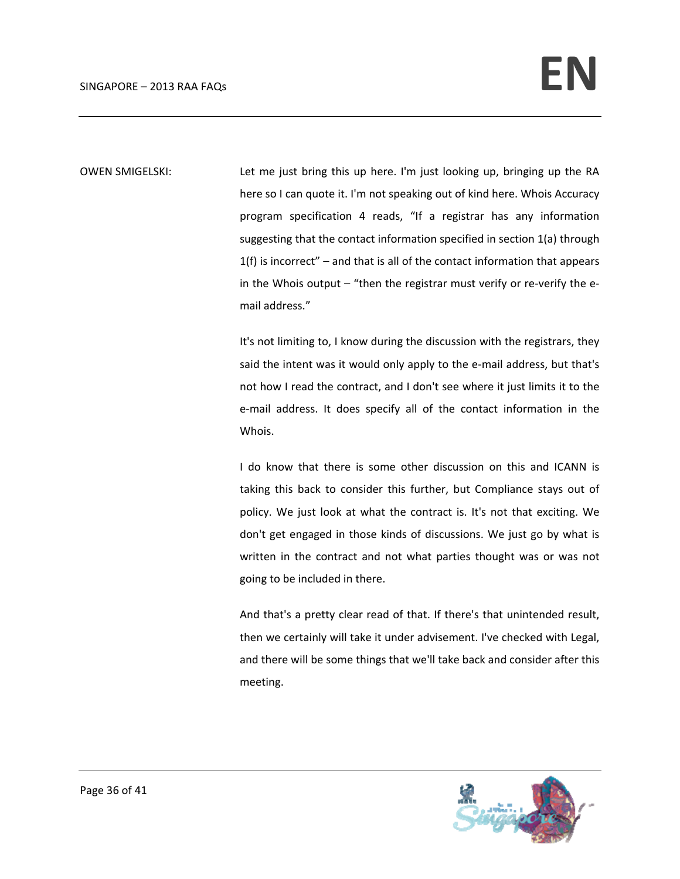OWEN SMIGELSKI: Let me just bring this up here. I'm just looking up, bringing up the RA here so I can quote it. I'm not speaking out of kind here. Whois Accuracy program specification 4 reads, "If a registrar has any information suggesting that the contact information specified in section 1(a) through 1(f) is incorrect" – and that is all of the contact information that appears in the Whois output – "then the registrar must verify or re-verify the e-mail address."

It's not limiting to, I know during the discussion with the registrars, they said the intent was it would only apply to the e-mail address, but that's not how I read the contract, and I don't see where it just limits it to the e-mail address. It does specify all of the contact information in the Whois.

I do know that there is some other discussion on this and ICANN is taking this back to consider this further, but Compliance stays out of policy. We just look at what the contract is. It's not that exciting. We don't get engaged in those kinds of discussions. We just go by what is written in the contract and not what parties thought was or was not going to be included in there.

And that's a pretty clear read of that. If there's that unintended result, then we certainly will take it under advisement. I've checked with Legal, and there will be some things that we'll take back and consider after this meeting.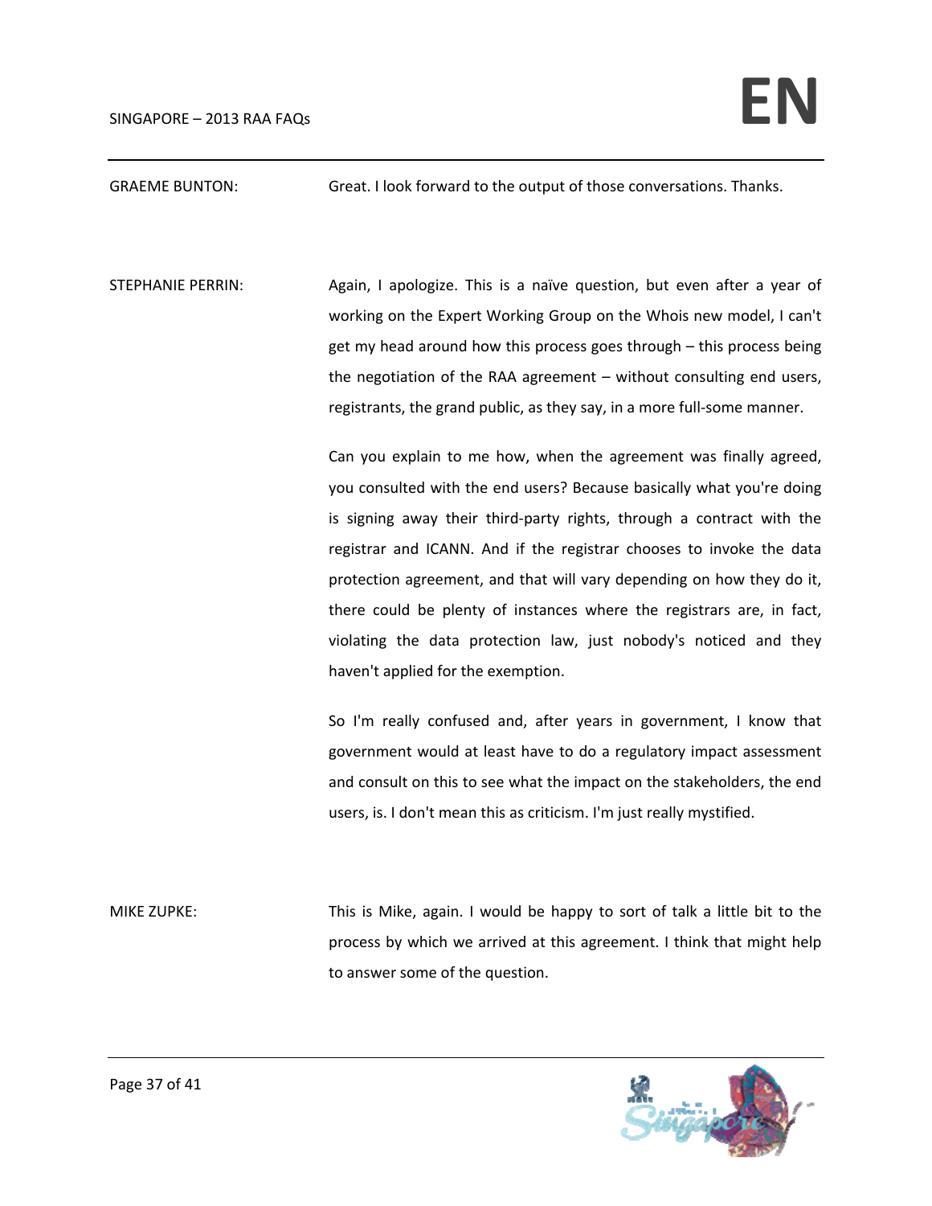GRAEME BUNTON: Great. I look forward to the output of those conversations. Thanks.

STEPHANIE PERRIN: Again, I apologize. This is a naïve question, but even after a year of working on the Expert Working Group on the Whois new model, I can't get my head around how this process goes through – this process being the negotiation of the RAA agreement – without consulting end users, registrants, the grand public, as they say, in a more full-some manner.

Can you explain to me how, when the agreement was finally agreed, you consulted with the end users? Because basically what you're doing is signing away their third-party rights, through a contract with the registrar and ICANN. And if the registrar chooses to invoke the data protection agreement, and that will vary depending on how they do it, there could be plenty of instances where the registrars are, in fact, violating the data protection law, just nobody's noticed and they haven't applied for the exemption.

So I'm really confused and, after years in government, I know that government would at least have to do a regulatory impact assessment and consult on this to see what the impact on the stakeholders, the end users, is. I don't mean this as criticism. I'm just really mystified.

MIKE ZUPKE: This is Mike, again. I would be happy to sort of talk a little bit to the process by which we arrived at this agreement. I think that might help to answer some of the question.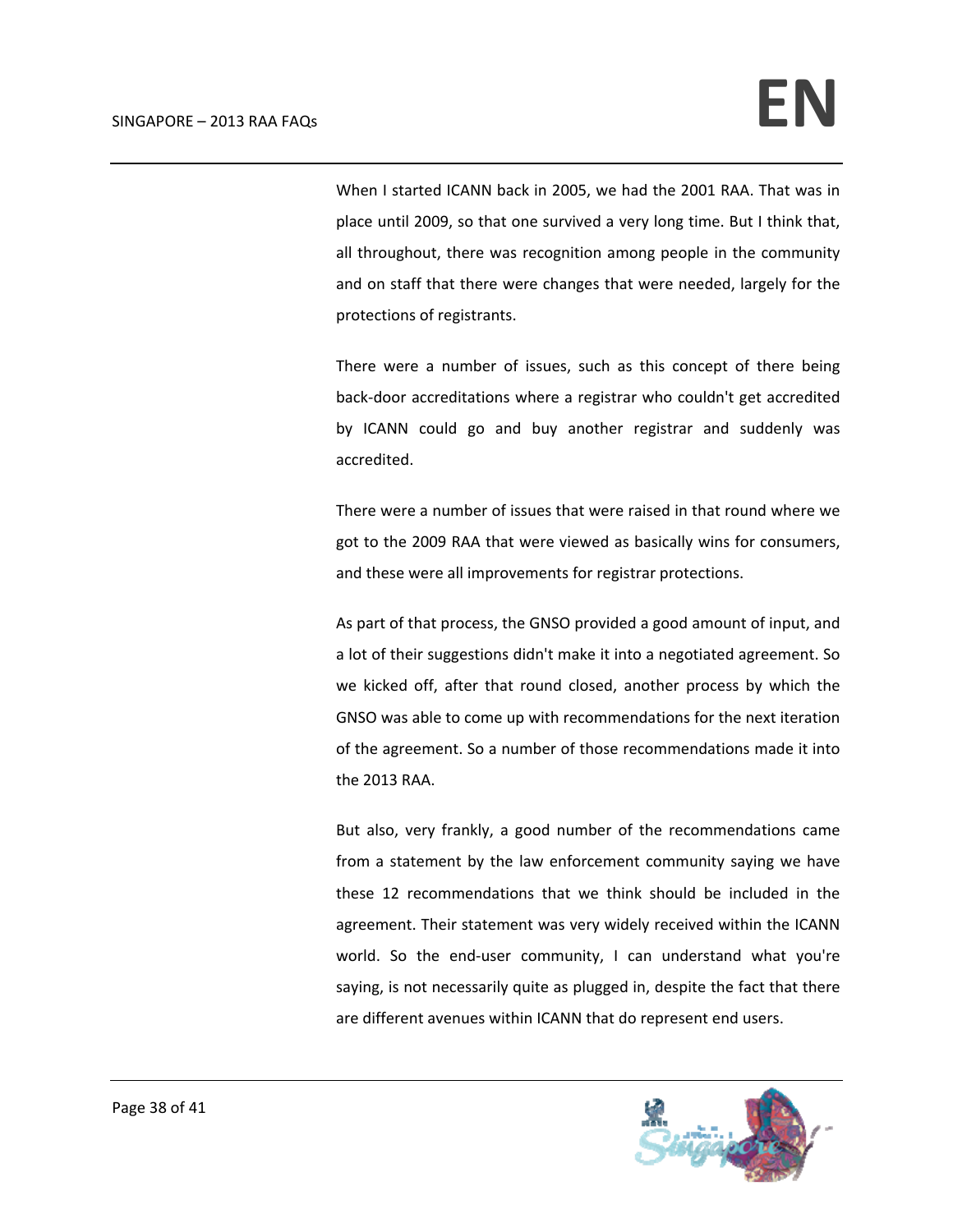When I started ICANN back in 2005, we had the 2001 RAA. That was in place until 2009, so that one survived a very long time. But I think that, all throughout, there was recognition among people in the community and on staff that there were changes that were needed, largely for the protections of registrants.

There were a number of issues, such as this concept of there being back-door accreditations where a registrar who couldn't get accredited by ICANN could go and buy another registrar and suddenly was accredited.

There were a number of issues that were raised in that round where we got to the 2009 RAA that were viewed as basically wins for consumers, and these were all improvements for registrar protections.

As part of that process, the GNSO provided a good amount of input, and a lot of their suggestions didn't make it into a negotiated agreement. So we kicked off, after that round closed, another process by which the GNSO was able to come up with recommendations for the next iteration of the agreement. So a number of those recommendations made it into the 2013 RAA.

But also, very frankly, a good number of the recommendations came from a statement by the law enforcement community saying we have these 12 recommendations that we think should be included in the agreement. Their statement was very widely received within the ICANN world. So the end-user community, I can understand what you're saying, is not necessarily quite as plugged in, despite the fact that there are different avenues within ICANN that do represent end users.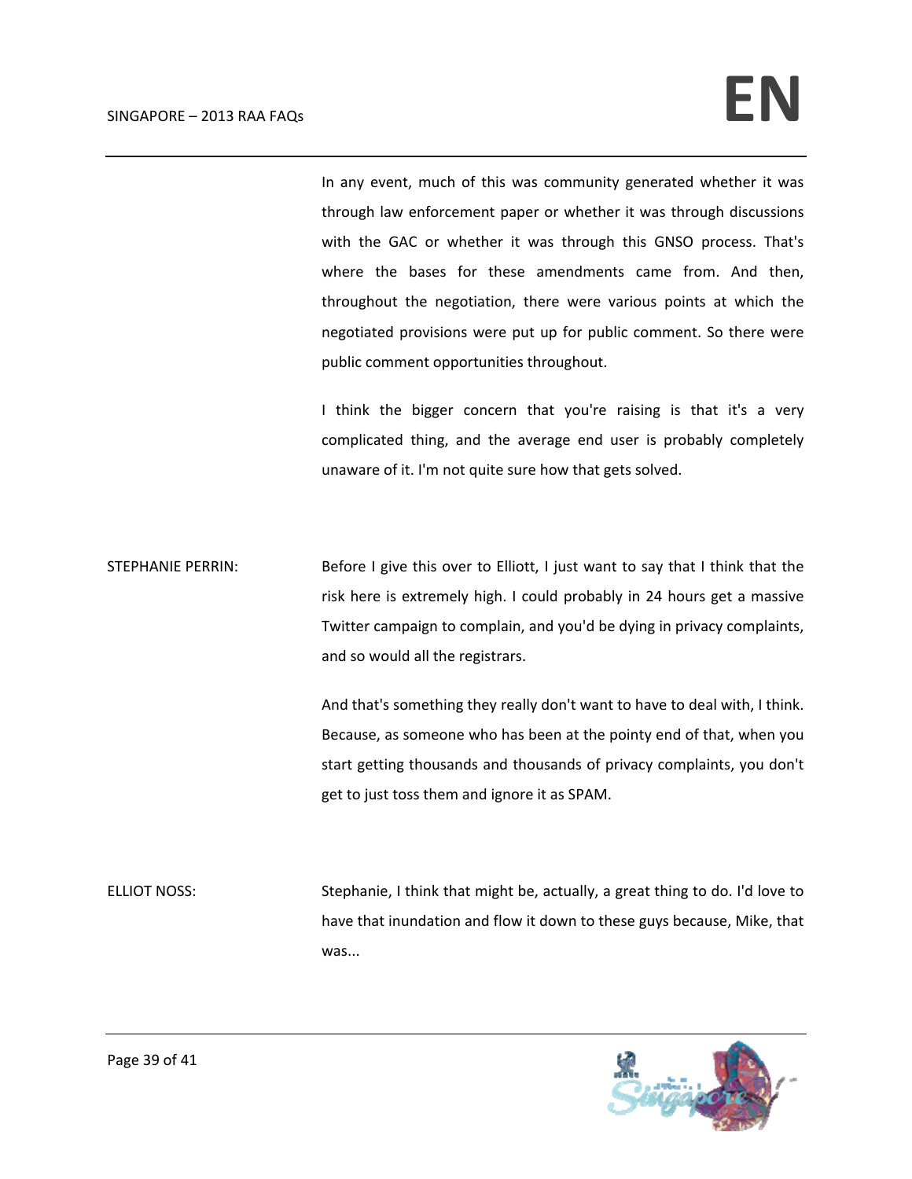In any event, much of this was community generated whether it was through law enforcement paper or whether it was through discussions with the GAC or whether it was through this GNSO process. That's where the bases for these amendments came from. And then, throughout the negotiation, there were various points at which the negotiated provisions were put up for public comment. So there were public comment opportunities throughout.

I think the bigger concern that you're raising is that it's a very complicated thing, and the average end user is probably completely unaware of it. I'm not quite sure how that gets solved.

STEPHANIE PERRIN: Before I give this over to Elliott, I just want to say that I think that the risk here is extremely high. I could probably in 24 hours get a massive Twitter campaign to complain, and you'd be dying in privacy complaints, and so would all the registrars.

And that's something they really don't want to have to deal with, I think. Because, as someone who has been at the pointy end of that, when you start getting thousands and thousands of privacy complaints, you don't get to just toss them and ignore it as SPAM.

ELLIOT NOSS: Stephanie, I think that might be, actually, a great thing to do. I'd love to have that inundation and flow it down to these guys because, Mike, that was...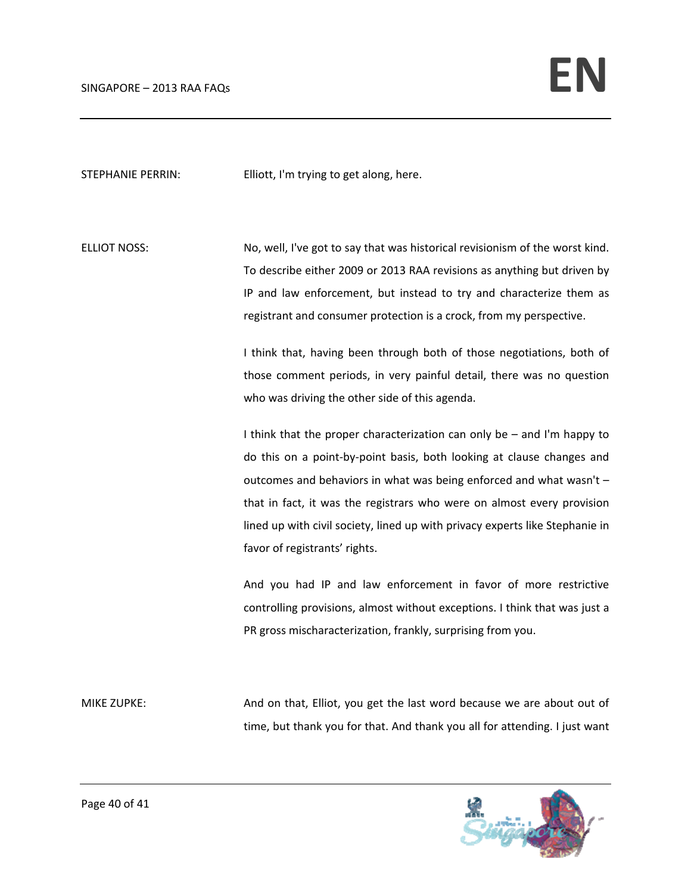STEPHANIE PERRIN: Elliott, I'm trying to get along, here.

ELLIOT NOSS: No, well, I've got to say that was historical revisionism of the worst kind. To describe either 2009 or 2013 RAA revisions as anything but driven by IP and law enforcement, but instead to try and characterize them as registrant and consumer protection is a crock, from my perspective.

I think that, having been through both of those negotiations, both of those comment periods, in very painful detail, there was no question who was driving the other side of this agenda.

I think that the proper characterization can only be – and I'm happy to do this on a point-by-point basis, both looking at clause changes and outcomes and behaviors in what was being enforced and what wasn't – that in fact, it was the registrars who were on almost every provision lined up with civil society, lined up with privacy experts like Stephanie in favor of registrants' rights.

And you had IP and law enforcement in favor of more restrictive controlling provisions, almost without exceptions. I think that was just a PR gross mischaracterization, frankly, surprising from you.

MIKE ZUPKE: And on that, Elliot, you get the last word because we are about out of time, but thank you for that. And thank you all for attending. I just want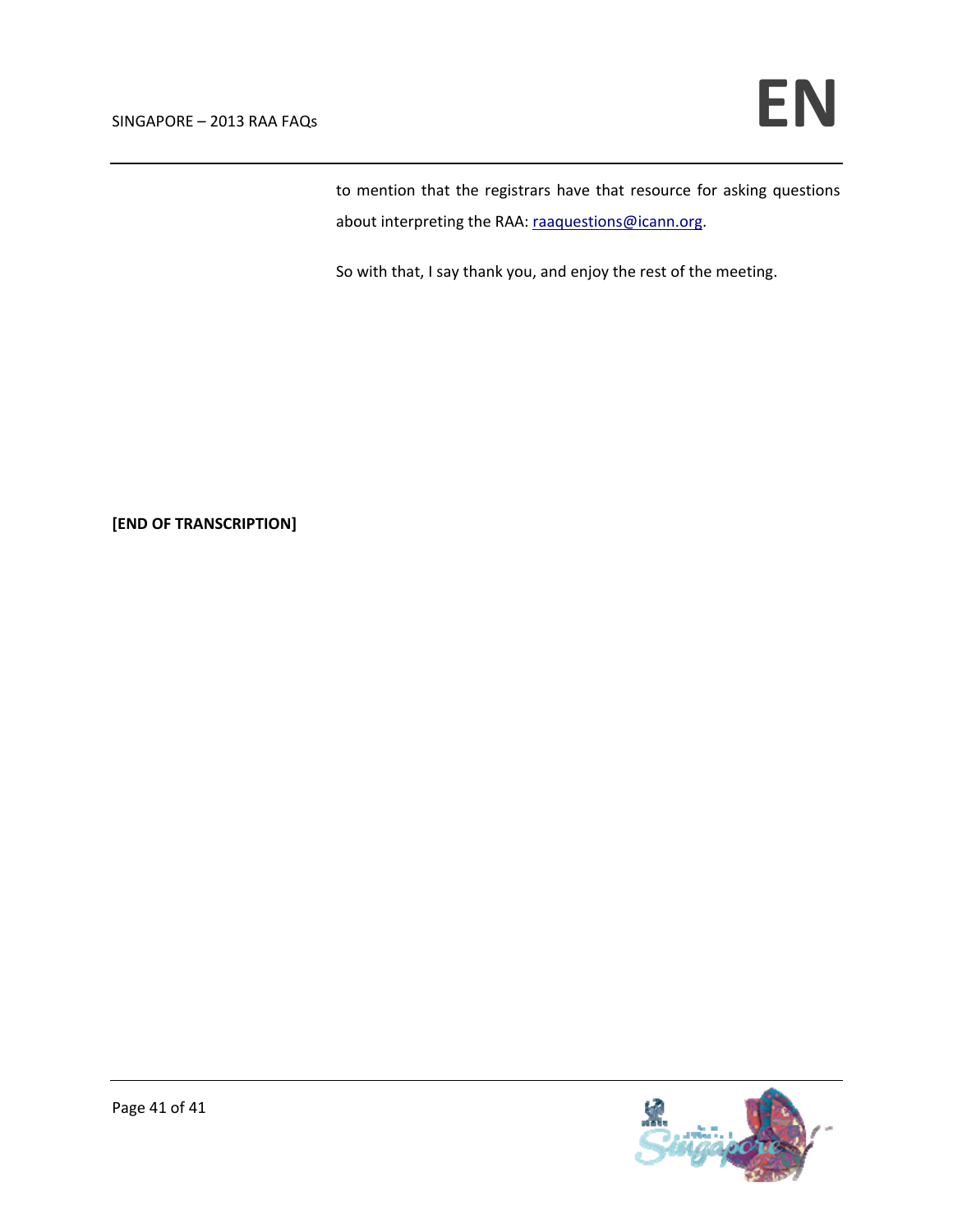to mention that the registrars have that resource for asking questions about interpreting the RAA: raaquestions@icann.org.

So with that, I say thank you, and enjoy the rest of the meeting.

**[END OF TRANSCRIPTION]**